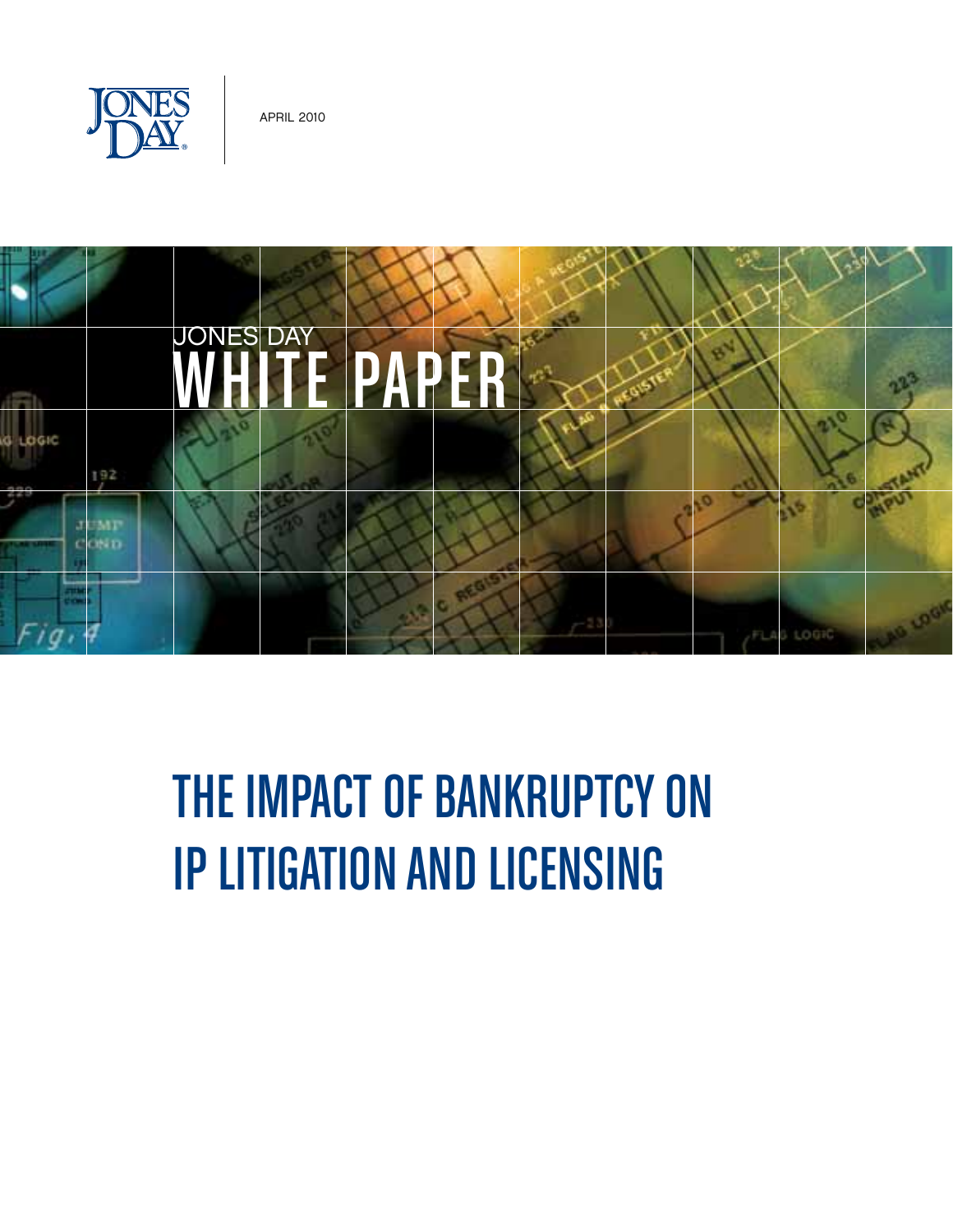JONES DAY

APRIL 2010

JONES DAY
WHITE PAPER

# THE IMPACT OF BANKRUPTCY ON IP LITIGATION AND LICENSING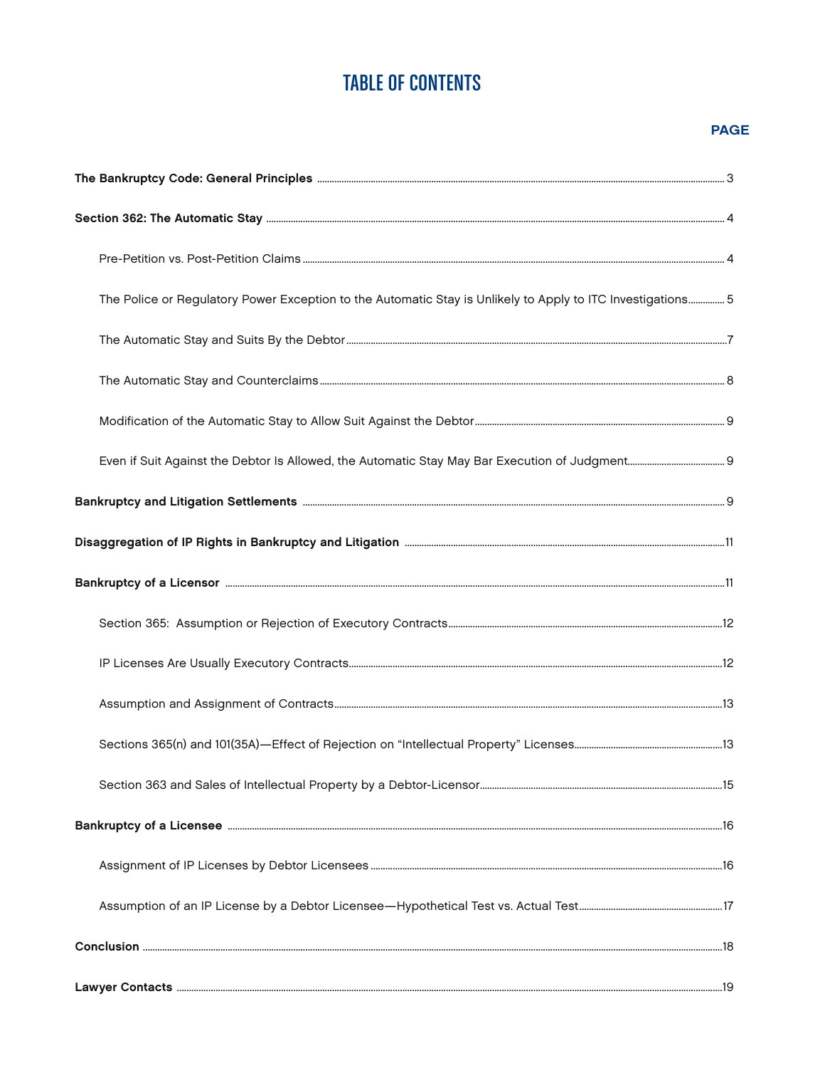# TABLE OF CONTENTS

| | PAGE |
|---|---|
| **The Bankruptcy Code: General Principles** | 3 |
| **Section 362: The Automatic Stay** | 4 |
| Pre-Petition vs. Post-Petition Claims | 4 |
| The Police or Regulatory Power Exception to the Automatic Stay is Unlikely to Apply to ITC Investigations | 5 |
| The Automatic Stay and Suits By the Debtor | 7 |
| The Automatic Stay and Counterclaims | 8 |
| Modification of the Automatic Stay to Allow Suit Against the Debtor | 9 |
| Even if Suit Against the Debtor Is Allowed, the Automatic Stay May Bar Execution of Judgment | 9 |
| **Bankruptcy and Litigation Settlements** | 9 |
| **Disaggregation of IP Rights in Bankruptcy and Litigation** | 11 |
| **Bankruptcy of a Licensor** | 11 |
| Section 365: Assumption or Rejection of Executory Contracts | 12 |
| IP Licenses Are Usually Executory Contracts | 12 |
| Assumption and Assignment of Contracts | 13 |
| Sections 365(n) and 101(35A)—Effect of Rejection on "Intellectual Property" Licenses | 13 |
| Section 363 and Sales of Intellectual Property by a Debtor-Licensor | 15 |
| **Bankruptcy of a Licensee** | 16 |
| Assignment of IP Licenses by Debtor Licensees | 16 |
| Assumption of an IP License by a Debtor Licensee—Hypothetical Test vs. Actual Test | 17 |
| **Conclusion** | 18 |
| **Lawyer Contacts** | 19 |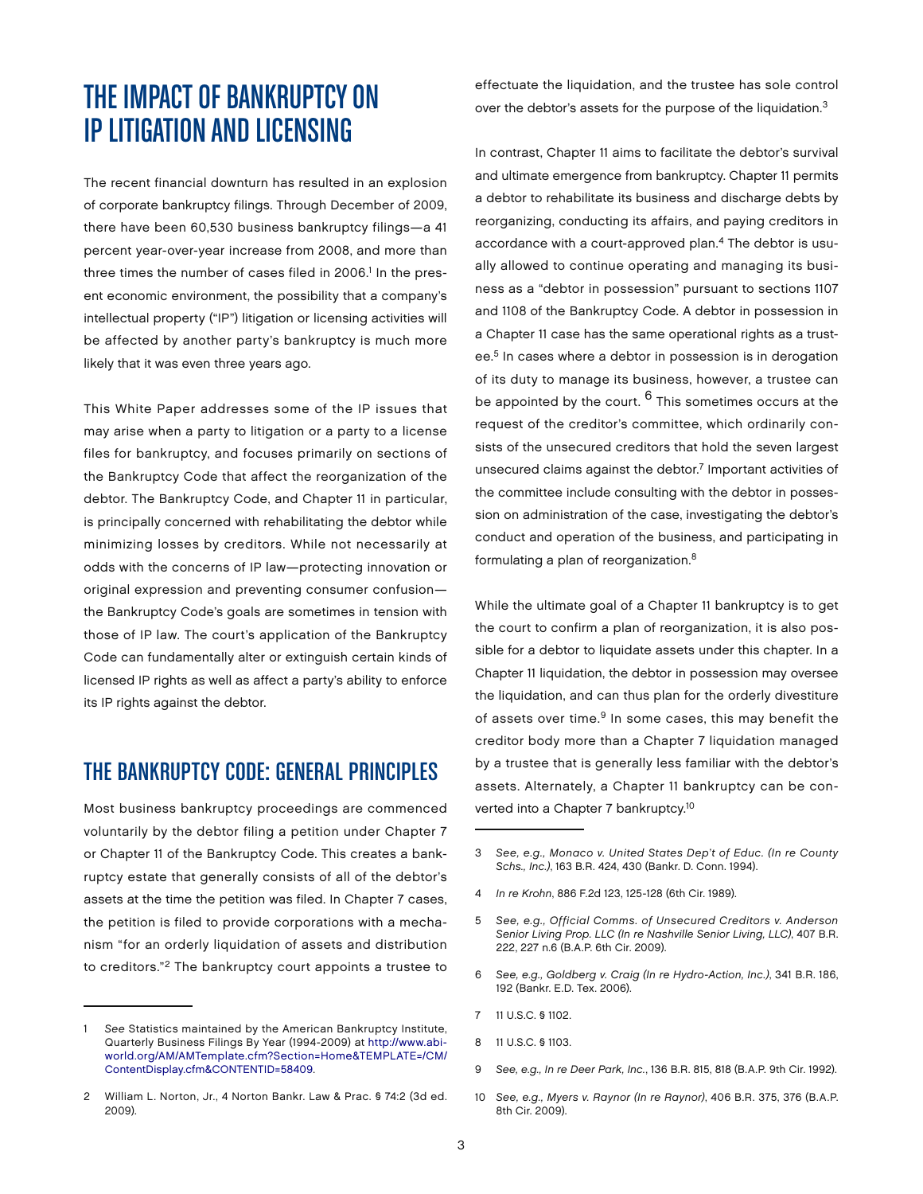# THE IMPACT OF BANKRUPTCY ON IP LITIGATION AND LICENSING

The recent financial downturn has resulted in an explosion of corporate bankruptcy filings. Through December of 2009, there have been 60,530 business bankruptcy filings—a 41 percent year-over-year increase from 2008, and more than three times the number of cases filed in 2006.[1] In the present economic environment, the possibility that a company's intellectual property ("IP") litigation or licensing activities will be affected by another party's bankruptcy is much more likely that it was even three years ago.

This White Paper addresses some of the IP issues that may arise when a party to litigation or a party to a license files for bankruptcy, and focuses primarily on sections of the Bankruptcy Code that affect the reorganization of the debtor. The Bankruptcy Code, and Chapter 11 in particular, is principally concerned with rehabilitating the debtor while minimizing losses by creditors. While not necessarily at odds with the concerns of IP law—protecting innovation or original expression and preventing consumer confusion—the Bankruptcy Code's goals are sometimes in tension with those of IP law. The court's application of the Bankruptcy Code can fundamentally alter or extinguish certain kinds of licensed IP rights as well as affect a party's ability to enforce its IP rights against the debtor.

## THE BANKRUPTCY CODE: GENERAL PRINCIPLES

Most business bankruptcy proceedings are commenced voluntarily by the debtor filing a petition under Chapter 7 or Chapter 11 of the Bankruptcy Code. This creates a bankruptcy estate that generally consists of all of the debtor's assets at the time the petition was filed. In Chapter 7 cases, the petition is filed to provide corporations with a mechanism "for an orderly liquidation of assets and distribution to creditors."[2] The bankruptcy court appoints a trustee to effectuate the liquidation, and the trustee has sole control over the debtor's assets for the purpose of the liquidation.[3]

In contrast, Chapter 11 aims to facilitate the debtor's survival and ultimate emergence from bankruptcy. Chapter 11 permits a debtor to rehabilitate its business and discharge debts by reorganizing, conducting its affairs, and paying creditors in accordance with a court-approved plan.[4] The debtor is usually allowed to continue operating and managing its business as a "debtor in possession" pursuant to sections 1107 and 1108 of the Bankruptcy Code. A debtor in possession in a Chapter 11 case has the same operational rights as a trustee.[5] In cases where a debtor in possession is in derogation of its duty to manage its business, however, a trustee can be appointed by the court.[6] This sometimes occurs at the request of the creditor's committee, which ordinarily consists of the unsecured creditors that hold the seven largest unsecured claims against the debtor.[7] Important activities of the committee include consulting with the debtor in possession on administration of the case, investigating the debtor's conduct and operation of the business, and participating in formulating a plan of reorganization.[8]

While the ultimate goal of a Chapter 11 bankruptcy is to get the court to confirm a plan of reorganization, it is also possible for a debtor to liquidate assets under this chapter. In a Chapter 11 liquidation, the debtor in possession may oversee the liquidation, and can thus plan for the orderly divestiture of assets over time.[9] In some cases, this may benefit the creditor body more than a Chapter 7 liquidation managed by a trustee that is generally less familiar with the debtor's assets. Alternately, a Chapter 11 bankruptcy can be converted into a Chapter 7 bankruptcy.[10]

---

1 *See* Statistics maintained by the American Bankruptcy Institute, Quarterly Business Filings By Year (1994-2009) at http://www.abiworld.org/AM/AMTemplate.cfm?Section=Home&TEMPLATE=/CM/ContentDisplay.cfm&CONTENTID=58409.

2 William L. Norton, Jr., 4 Norton Bankr. Law & Prac. § 74:2 (3d ed. 2009).

3 *See, e.g., Monaco v. United States Dep't of Educ. (In re County Schs., Inc.)*, 163 B.R. 424, 430 (Bankr. D. Conn. 1994).

4 *In re Krohn*, 886 F.2d 123, 125-128 (6th Cir. 1989).

5 *See, e.g., Official Comms. of Unsecured Creditors v. Anderson Senior Living Prop. LLC (In re Nashville Senior Living, LLC)*, 407 B.R. 222, 227 n.6 (B.A.P. 6th Cir. 2009).

6 *See, e.g., Goldberg v. Craig (In re Hydro-Action, Inc.)*, 341 B.R. 186, 192 (Bankr. E.D. Tex. 2006).

7 11 U.S.C. § 1102.

8 11 U.S.C. § 1103.

9 *See, e.g., In re Deer Park, Inc.*, 136 B.R. 815, 818 (B.A.P. 9th Cir. 1992).

10 *See, e.g., Myers v. Raynor (In re Raynor)*, 406 B.R. 375, 376 (B.A.P. 8th Cir. 2009).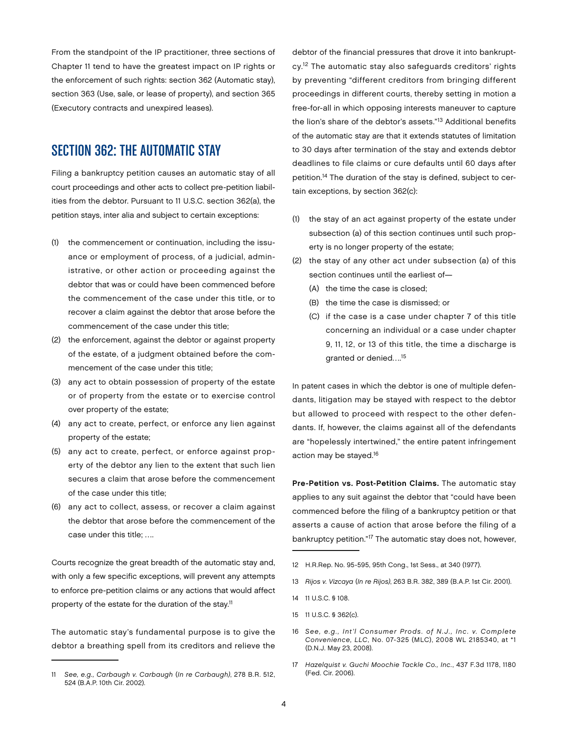From the standpoint of the IP practitioner, three sections of Chapter 11 tend to have the greatest impact on IP rights or the enforcement of such rights: section 362 (Automatic stay), section 363 (Use, sale, or lease of property), and section 365 (Executory contracts and unexpired leases).

## SECTION 362: THE AUTOMATIC STAY

Filing a bankruptcy petition causes an automatic stay of all court proceedings and other acts to collect pre-petition liabilities from the debtor. Pursuant to 11 U.S.C. section 362(a), the petition stays, inter alia and subject to certain exceptions:

(1) the commencement or continuation, including the issuance or employment of process, of a judicial, administrative, or other action or proceeding against the debtor that was or could have been commenced before the commencement of the case under this title, or to recover a claim against the debtor that arose before the commencement of the case under this title;
(2) the enforcement, against the debtor or against property of the estate, of a judgment obtained before the commencement of the case under this title;
(3) any act to obtain possession of property of the estate or of property from the estate or to exercise control over property of the estate;
(4) any act to create, perfect, or enforce any lien against property of the estate;
(5) any act to create, perfect, or enforce against property of the debtor any lien to the extent that such lien secures a claim that arose before the commencement of the case under this title;
(6) any act to collect, assess, or recover a claim against the debtor that arose before the commencement of the case under this title; ….

Courts recognize the great breadth of the automatic stay and, with only a few specific exceptions, will prevent any attempts to enforce pre-petition claims or any actions that would affect property of the estate for the duration of the stay.[11]

The automatic stay's fundamental purpose is to give the debtor a breathing spell from its creditors and relieve the debtor of the financial pressures that drove it into bankruptcy.[12] The automatic stay also safeguards creditors' rights by preventing "different creditors from bringing different proceedings in different courts, thereby setting in motion a free-for-all in which opposing interests maneuver to capture the lion's share of the debtor's assets."[13] Additional benefits of the automatic stay are that it extends statutes of limitation to 30 days after termination of the stay and extends debtor deadlines to file claims or cure defaults until 60 days after petition.[14] The duration of the stay is defined, subject to certain exceptions, by section 362(c):

(1) the stay of an act against property of the estate under subsection (a) of this section continues until such property is no longer property of the estate;
(2) the stay of any other act under subsection (a) of this section continues until the earliest of—
   (A) the time the case is closed;
   (B) the time the case is dismissed; or
   (C) if the case is a case under chapter 7 of this title concerning an individual or a case under chapter 9, 11, 12, or 13 of this title, the time a discharge is granted or denied….[15]

In patent cases in which the debtor is one of multiple defendants, litigation may be stayed with respect to the debtor but allowed to proceed with respect to the other defendants. If, however, the claims against all of the defendants are "hopelessly intertwined," the entire patent infringement action may be stayed.[16]

**Pre-Petition vs. Post-Petition Claims.** The automatic stay applies to any suit against the debtor that "could have been commenced before the filing of a bankruptcy petition or that asserts a cause of action that arose before the filing of a bankruptcy petition."[17] The automatic stay does not, however,

---

11 *See, e.g., Carbaugh v. Carbaugh* (*In re Carbaugh*), 278 B.R. 512, 524 (B.A.P. 10th Cir. 2002).

12 H.R.Rep. No. 95-595, 95th Cong., 1st Sess., at 340 (1977).

13 *Rijos v. Vizcaya* (*In re Rijos*), 263 B.R. 382, 389 (B.A.P. 1st Cir. 2001).

14 11 U.S.C. § 108.

15 11 U.S.C. § 362(c).

16 *See, e.g., Int'l Consumer Prods. of N.J., Inc. v. Complete Convenience, LLC*, No. 07-325 (MLC), 2008 WL 2185340, at *1 (D.N.J. May 23, 2008).

17 *Hazelquist v. Guchi Moochie Tackle Co., Inc.*, 437 F.3d 1178, 1180 (Fed. Cir. 2006).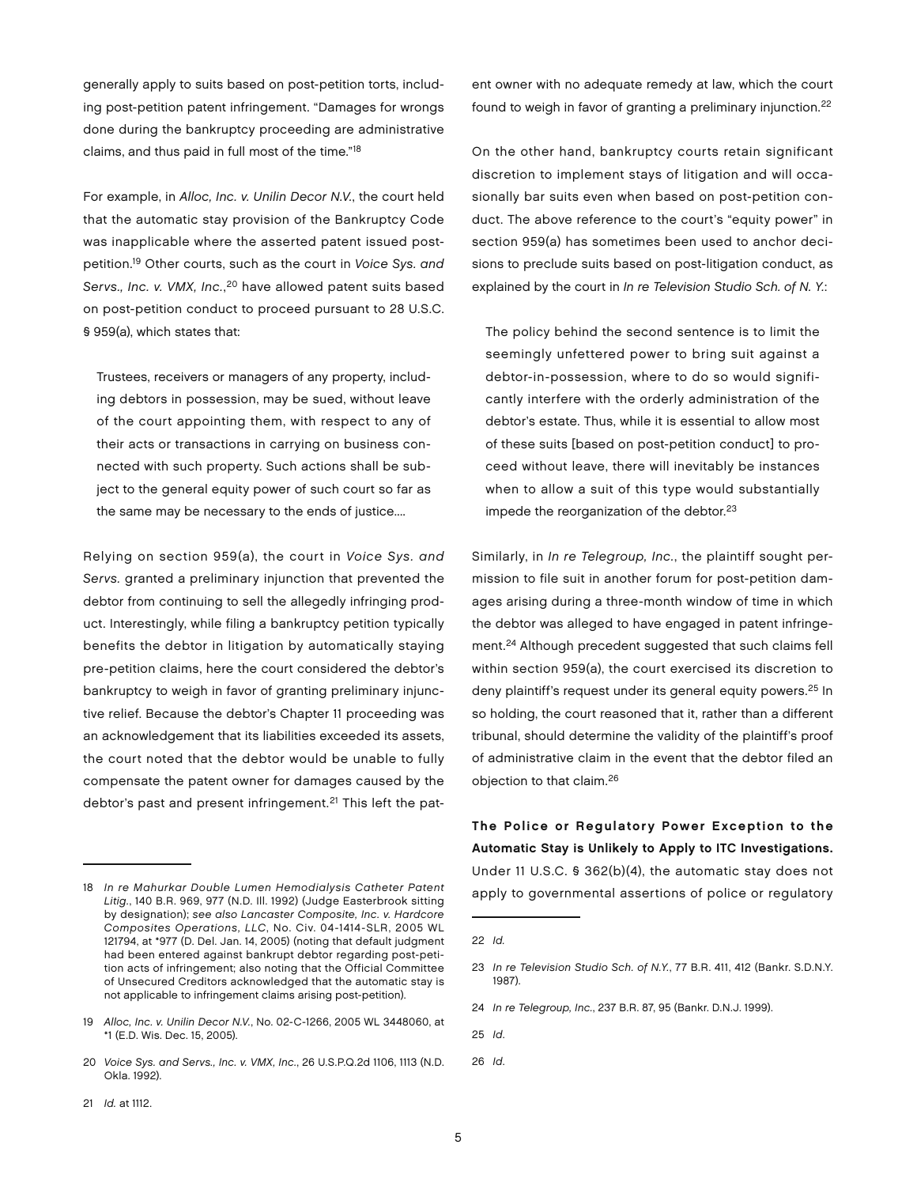generally apply to suits based on post-petition torts, including post-petition patent infringement. "Damages for wrongs done during the bankruptcy proceeding are administrative claims, and thus paid in full most of the time."[18]

For example, in *Alloc, Inc. v. Unilin Decor N.V.*, the court held that the automatic stay provision of the Bankruptcy Code was inapplicable where the asserted patent issued post-petition.[19] Other courts, such as the court in *Voice Sys. and Servs., Inc. v. VMX, Inc.*,[20] have allowed patent suits based on post-petition conduct to proceed pursuant to 28 U.S.C. § 959(a), which states that:

> Trustees, receivers or managers of any property, including debtors in possession, may be sued, without leave of the court appointing them, with respect to any of their acts or transactions in carrying on business connected with such property. Such actions shall be subject to the general equity power of such court so far as the same may be necessary to the ends of justice....

Relying on section 959(a), the court in *Voice Sys. and Servs.* granted a preliminary injunction that prevented the debtor from continuing to sell the allegedly infringing product. Interestingly, while filing a bankruptcy petition typically benefits the debtor in litigation by automatically staying pre-petition claims, here the court considered the debtor's bankruptcy to weigh in favor of granting preliminary injunctive relief. Because the debtor's Chapter 11 proceeding was an acknowledgement that its liabilities exceeded its assets, the court noted that the debtor would be unable to fully compensate the patent owner for damages caused by the debtor's past and present infringement.[21] This left the patent owner with no adequate remedy at law, which the court found to weigh in favor of granting a preliminary injunction.[22]

On the other hand, bankruptcy courts retain significant discretion to implement stays of litigation and will occasionally bar suits even when based on post-petition conduct. The above reference to the court's "equity power" in section 959(a) has sometimes been used to anchor decisions to preclude suits based on post-litigation conduct, as explained by the court in *In re Television Studio Sch. of N. Y.*:

> The policy behind the second sentence is to limit the seemingly unfettered power to bring suit against a debtor-in-possession, where to do so would significantly interfere with the orderly administration of the debtor's estate. Thus, while it is essential to allow most of these suits [based on post-petition conduct] to proceed without leave, there will inevitably be instances when to allow a suit of this type would substantially impede the reorganization of the debtor.[23]

Similarly, in *In re Telegroup, Inc.*, the plaintiff sought permission to file suit in another forum for post-petition damages arising during a three-month window of time in which the debtor was alleged to have engaged in patent infringement.[24] Although precedent suggested that such claims fell within section 959(a), the court exercised its discretion to deny plaintiff's request under its general equity powers.[25] In so holding, the court reasoned that it, rather than a different tribunal, should determine the validity of the plaintiff's proof of administrative claim in the event that the debtor filed an objection to that claim.[26]

**The Police or Regulatory Power Exception to the Automatic Stay is Unlikely to Apply to ITC Investigations.** Under 11 U.S.C. § 362(b)(4), the automatic stay does not apply to governmental assertions of police or regulatory

---

18 *In re Mahurkar Double Lumen Hemodialysis Catheter Patent Litig.*, 140 B.R. 969, 977 (N.D. Ill. 1992) (Judge Easterbrook sitting by designation); *see also Lancaster Composite, Inc. v. Hardcore Composites Operations, LLC*, No. Civ. 04-1414-SLR, 2005 WL 121794, at *977 (D. Del. Jan. 14, 2005) (noting that default judgment had been entered against bankrupt debtor regarding post-petition acts of infringement; also noting that the Official Committee of Unsecured Creditors acknowledged that the automatic stay is not applicable to infringement claims arising post-petition).

19 *Alloc, Inc. v. Unilin Decor N.V.*, No. 02-C-1266, 2005 WL 3448060, at *1 (E.D. Wis. Dec. 15, 2005).

20 *Voice Sys. and Servs., Inc. v. VMX, Inc.*, 26 U.S.P.Q.2d 1106, 1113 (N.D. Okla. 1992).

21 *Id.* at 1112.

22 *Id.*

23 *In re Television Studio Sch. of N.Y.*, 77 B.R. 411, 412 (Bankr. S.D.N.Y. 1987).

24 *In re Telegroup, Inc.*, 237 B.R. 87, 95 (Bankr. D.N.J. 1999).

25 *Id.*

26 *Id.*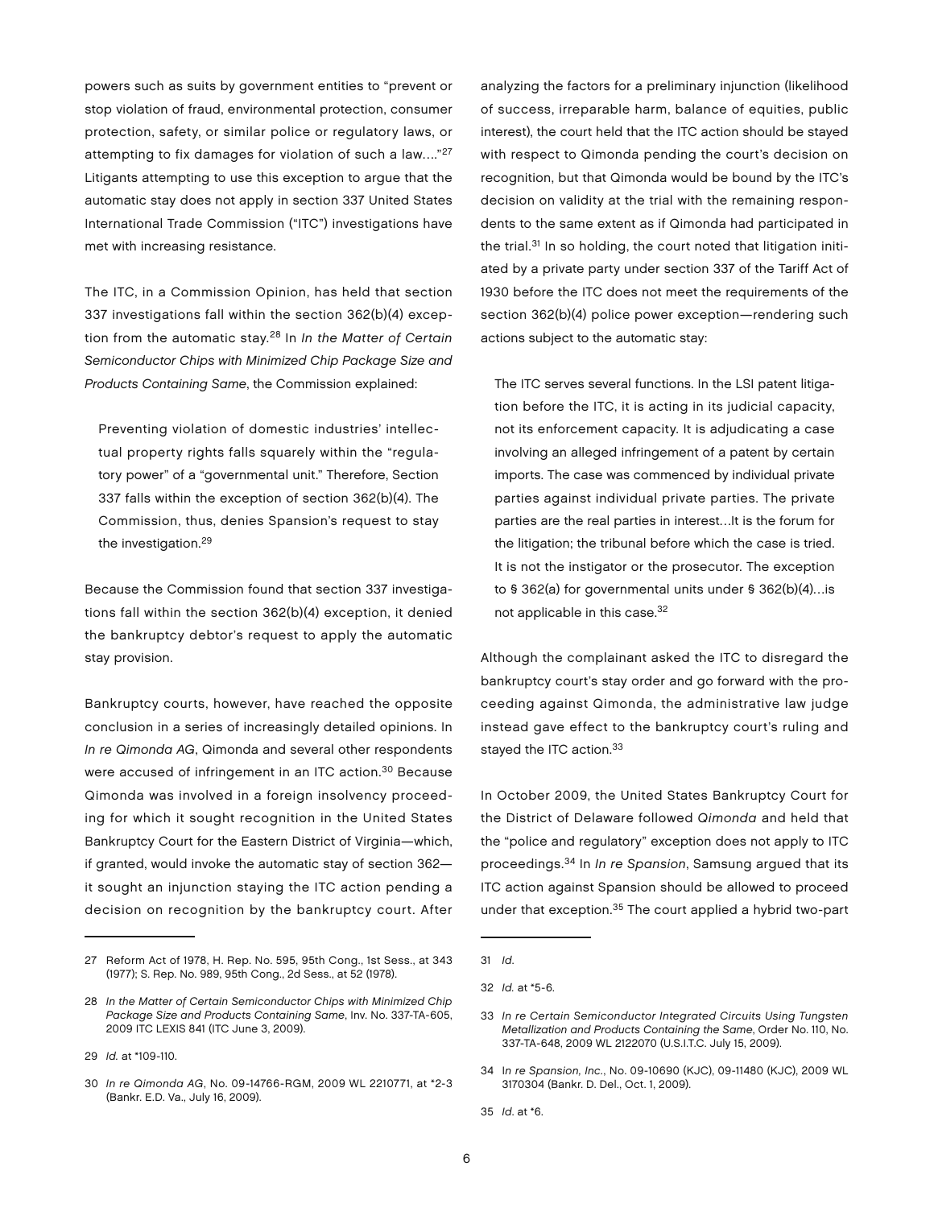powers such as suits by government entities to "prevent or stop violation of fraud, environmental protection, consumer protection, safety, or similar police or regulatory laws, or attempting to fix damages for violation of such a law...."[27] Litigants attempting to use this exception to argue that the automatic stay does not apply in section 337 United States International Trade Commission ("ITC") investigations have met with increasing resistance.

The ITC, in a Commission Opinion, has held that section 337 investigations fall within the section 362(b)(4) exception from the automatic stay.[28] In *In the Matter of Certain Semiconductor Chips with Minimized Chip Package Size and Products Containing Same*, the Commission explained:

> Preventing violation of domestic industries' intellectual property rights falls squarely within the "regulatory power" of a "governmental unit." Therefore, Section 337 falls within the exception of section 362(b)(4). The Commission, thus, denies Spansion's request to stay the investigation.[29]

Because the Commission found that section 337 investigations fall within the section 362(b)(4) exception, it denied the bankruptcy debtor's request to apply the automatic stay provision.

Bankruptcy courts, however, have reached the opposite conclusion in a series of increasingly detailed opinions. In *In re Qimonda AG*, Qimonda and several other respondents were accused of infringement in an ITC action.[30] Because Qimonda was involved in a foreign insolvency proceeding for which it sought recognition in the United States Bankruptcy Court for the Eastern District of Virginia—which, if granted, would invoke the automatic stay of section 362—it sought an injunction staying the ITC action pending a decision on recognition by the bankruptcy court. After analyzing the factors for a preliminary injunction (likelihood of success, irreparable harm, balance of equities, public interest), the court held that the ITC action should be stayed with respect to Qimonda pending the court's decision on recognition, but that Qimonda would be bound by the ITC's decision on validity at the trial with the remaining respondents to the same extent as if Qimonda had participated in the trial.[31] In so holding, the court noted that litigation initiated by a private party under section 337 of the Tariff Act of 1930 before the ITC does not meet the requirements of the section 362(b)(4) police power exception—rendering such actions subject to the automatic stay:

> The ITC serves several functions. In the LSI patent litigation before the ITC, it is acting in its judicial capacity, not its enforcement capacity. It is adjudicating a case involving an alleged infringement of a patent by certain imports. The case was commenced by individual private parties against individual private parties. The private parties are the real parties in interest…It is the forum for the litigation; the tribunal before which the case is tried. It is not the instigator or the prosecutor. The exception to § 362(a) for governmental units under § 362(b)(4)…is not applicable in this case.[32]

Although the complainant asked the ITC to disregard the bankruptcy court's stay order and go forward with the proceeding against Qimonda, the administrative law judge instead gave effect to the bankruptcy court's ruling and stayed the ITC action.[33]

In October 2009, the United States Bankruptcy Court for the District of Delaware followed *Qimonda* and held that the "police and regulatory" exception does not apply to ITC proceedings.[34] In *In re Spansion*, Samsung argued that its ITC action against Spansion should be allowed to proceed under that exception.[35] The court applied a hybrid two-part

---

27 Reform Act of 1978, H. Rep. No. 595, 95th Cong., 1st Sess., at 343 (1977); S. Rep. No. 989, 95th Cong., 2d Sess., at 52 (1978).

28 *In the Matter of Certain Semiconductor Chips with Minimized Chip Package Size and Products Containing Same*, Inv. No. 337-TA-605, 2009 ITC LEXIS 841 (ITC June 3, 2009).

29 *Id.* at *109-110.

30 *In re Qimonda AG*, No. 09-14766-RGM, 2009 WL 2210771, at *2-3 (Bankr. E.D. Va., July 16, 2009).

31 *Id.*

32 *Id.* at *5-6.

33 *In re Certain Semiconductor Integrated Circuits Using Tungsten Metallization and Products Containing the Same*, Order No. 110, No. 337-TA-648, 2009 WL 2122070 (U.S.I.T.C. July 15, 2009).

34 *In re Spansion, Inc.*, No. 09-10690 (KJC), 09-11480 (KJC), 2009 WL 3170304 (Bankr. D. Del., Oct. 1, 2009).

35 *Id.* at *6.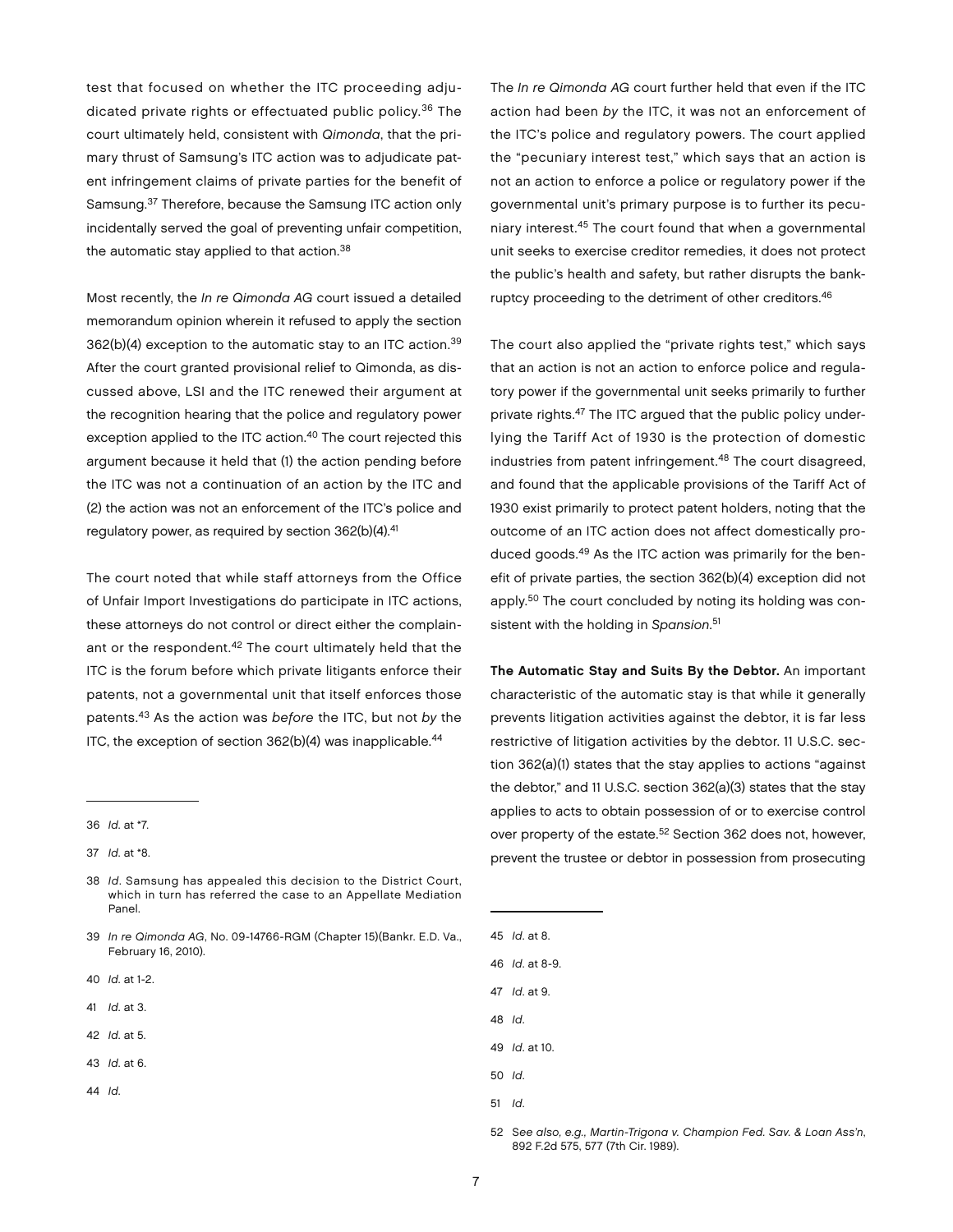test that focused on whether the ITC proceeding adjudicated private rights or effectuated public policy.[36] The court ultimately held, consistent with *Qimonda*, that the primary thrust of Samsung's ITC action was to adjudicate patent infringement claims of private parties for the benefit of Samsung.[37] Therefore, because the Samsung ITC action only incidentally served the goal of preventing unfair competition, the automatic stay applied to that action.[38]

Most recently, the *In re Qimonda AG* court issued a detailed memorandum opinion wherein it refused to apply the section 362(b)(4) exception to the automatic stay to an ITC action.[39] After the court granted provisional relief to Qimonda, as discussed above, LSI and the ITC renewed their argument at the recognition hearing that the police and regulatory power exception applied to the ITC action.[40] The court rejected this argument because it held that (1) the action pending before the ITC was not a continuation of an action by the ITC and (2) the action was not an enforcement of the ITC's police and regulatory power, as required by section 362(b)(4).[41]

The court noted that while staff attorneys from the Office of Unfair Import Investigations do participate in ITC actions, these attorneys do not control or direct either the complainant or the respondent.[42] The court ultimately held that the ITC is the forum before which private litigants enforce their patents, not a governmental unit that itself enforces those patents.[43] As the action was *before* the ITC, but not *by* the ITC, the exception of section 362(b)(4) was inapplicable.[44]

The *In re Qimonda AG* court further held that even if the ITC action had been *by* the ITC, it was not an enforcement of the ITC's police and regulatory powers. The court applied the "pecuniary interest test," which says that an action is not an action to enforce a police or regulatory power if the governmental unit's primary purpose is to further its pecuniary interest.[45] The court found that when a governmental unit seeks to exercise creditor remedies, it does not protect the public's health and safety, but rather disrupts the bankruptcy proceeding to the detriment of other creditors.[46]

The court also applied the "private rights test," which says that an action is not an action to enforce police and regulatory power if the governmental unit seeks primarily to further private rights.[47] The ITC argued that the public policy underlying the Tariff Act of 1930 is the protection of domestic industries from patent infringement.[48] The court disagreed, and found that the applicable provisions of the Tariff Act of 1930 exist primarily to protect patent holders, noting that the outcome of an ITC action does not affect domestically produced goods.[49] As the ITC action was primarily for the benefit of private parties, the section 362(b)(4) exception did not apply.[50] The court concluded by noting its holding was consistent with the holding in *Spansion*.[51]

**The Automatic Stay and Suits By the Debtor.** An important characteristic of the automatic stay is that while it generally prevents litigation activities against the debtor, it is far less restrictive of litigation activities by the debtor. 11 U.S.C. section 362(a)(1) states that the stay applies to actions "against the debtor," and 11 U.S.C. section 362(a)(3) states that the stay applies to acts to obtain possession of or to exercise control over property of the estate.[52] Section 362 does not, however, prevent the trustee or debtor in possession from prosecuting

---

36 *Id.* at *7.

37 *Id.* at *8.

38 *Id*. Samsung has appealed this decision to the District Court, which in turn has referred the case to an Appellate Mediation Panel.

39 *In re Qimonda AG*, No. 09-14766-RGM (Chapter 15)(Bankr. E.D. Va., February 16, 2010).

40 *Id.* at 1-2.

41 *Id.* at 3.

42 *Id.* at 5.

43 *Id.* at 6.

44 *Id.*

45 *Id.* at 8.

46 *Id.* at 8-9.

47 *Id.* at 9.

48 *Id.*

49 *Id.* at 10.

50 *Id.*

51 *Id.*

52 S*ee also, e.g., Martin-Trigona v. Champion Fed. Sav. & Loan Ass'n*, 892 F.2d 575, 577 (7th Cir. 1989).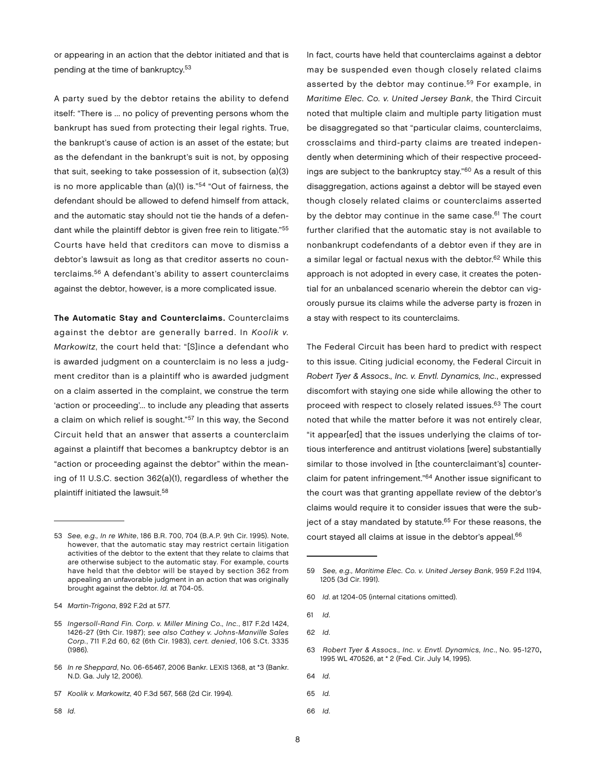or appearing in an action that the debtor initiated and that is pending at the time of bankruptcy.[53]

A party sued by the debtor retains the ability to defend itself: "There is … no policy of preventing persons whom the bankrupt has sued from protecting their legal rights. True, the bankrupt's cause of action is an asset of the estate; but as the defendant in the bankrupt's suit is not, by opposing that suit, seeking to take possession of it, subsection (a)(3) is no more applicable than (a)(1) is."[54] "Out of fairness, the defendant should be allowed to defend himself from attack, and the automatic stay should not tie the hands of a defendant while the plaintiff debtor is given free rein to litigate."[55] Courts have held that creditors can move to dismiss a debtor's lawsuit as long as that creditor asserts no counterclaims.[56] A defendant's ability to assert counterclaims against the debtor, however, is a more complicated issue.

**The Automatic Stay and Counterclaims.** Counterclaims against the debtor are generally barred. In *Koolik v. Markowitz*, the court held that: "[S]ince a defendant who is awarded judgment on a counterclaim is no less a judgment creditor than is a plaintiff who is awarded judgment on a claim asserted in the complaint, we construe the term 'action or proceeding'… to include any pleading that asserts a claim on which relief is sought."[57] In this way, the Second Circuit held that an answer that asserts a counterclaim against a plaintiff that becomes a bankruptcy debtor is an "action or proceeding against the debtor" within the meaning of 11 U.S.C. section 362(a)(1), regardless of whether the plaintiff initiated the lawsuit.[58]

In fact, courts have held that counterclaims against a debtor may be suspended even though closely related claims asserted by the debtor may continue.[59] For example, in *Maritime Elec. Co. v. United Jersey Bank*, the Third Circuit noted that multiple claim and multiple party litigation must be disaggregated so that "particular claims, counterclaims, crossclaims and third-party claims are treated independently when determining which of their respective proceedings are subject to the bankruptcy stay."[60] As a result of this disaggregation, actions against a debtor will be stayed even though closely related claims or counterclaims asserted by the debtor may continue in the same case.[61] The court further clarified that the automatic stay is not available to nonbankrupt codefendants of a debtor even if they are in a similar legal or factual nexus with the debtor.[62] While this approach is not adopted in every case, it creates the potential for an unbalanced scenario wherein the debtor can vigorously pursue its claims while the adverse party is frozen in a stay with respect to its counterclaims.

The Federal Circuit has been hard to predict with respect to this issue. Citing judicial economy, the Federal Circuit in *Robert Tyer & Assocs., Inc. v. Envtl. Dynamics, Inc.*, expressed discomfort with staying one side while allowing the other to proceed with respect to closely related issues.[63] The court noted that while the matter before it was not entirely clear, "it appear[ed] that the issues underlying the claims of tortious interference and antitrust violations [were] substantially similar to those involved in [the counterclaimant's] counterclaim for patent infringement."[64] Another issue significant to the court was that granting appellate review of the debtor's claims would require it to consider issues that were the subject of a stay mandated by statute.[65] For these reasons, the court stayed all claims at issue in the debtor's appeal.[66]

---

53 *See, e.g., In re White*, 186 B.R. 700, 704 (B.A.P. 9th Cir. 1995). Note, however, that the automatic stay may restrict certain litigation activities of the debtor to the extent that they relate to claims that are otherwise subject to the automatic stay. For example, courts have held that the debtor will be stayed by section 362 from appealing an unfavorable judgment in an action that was originally brought against the debtor. *Id.* at 704-05.

54 *Martin-Trigona*, 892 F.2d at 577.

55 *Ingersoll-Rand Fin. Corp. v. Miller Mining Co., Inc.*, 817 F.2d 1424, 1426-27 (9th Cir. 1987); *see also Cathey v. Johns-Manville Sales Corp.*, 711 F.2d 60, 62 (6th Cir. 1983), *cert. denied*, 106 S.Ct. 3335 (1986).

56 *In re Sheppard*, No. 06-65467, 2006 Bankr. LEXIS 1368, at *3 (Bankr. N.D. Ga. July 12, 2006).

57 *Koolik v. Markowitz*, 40 F.3d 567, 568 (2d Cir. 1994).

58 *Id.*

59 *See, e.g., Maritime Elec. Co. v. United Jersey Bank*, 959 F.2d 1194, 1205 (3d Cir. 1991).

60 *Id.* at 1204-05 (internal citations omitted).

61 *Id.*

62 *Id.*

63 *Robert Tyer & Assocs., Inc. v. Envtl. Dynamics, Inc.*, No. 95-1270, 1995 WL 470526, at * 2 (Fed. Cir. July 14, 1995).

64 *Id.*

65 *Id.*

66 *Id.*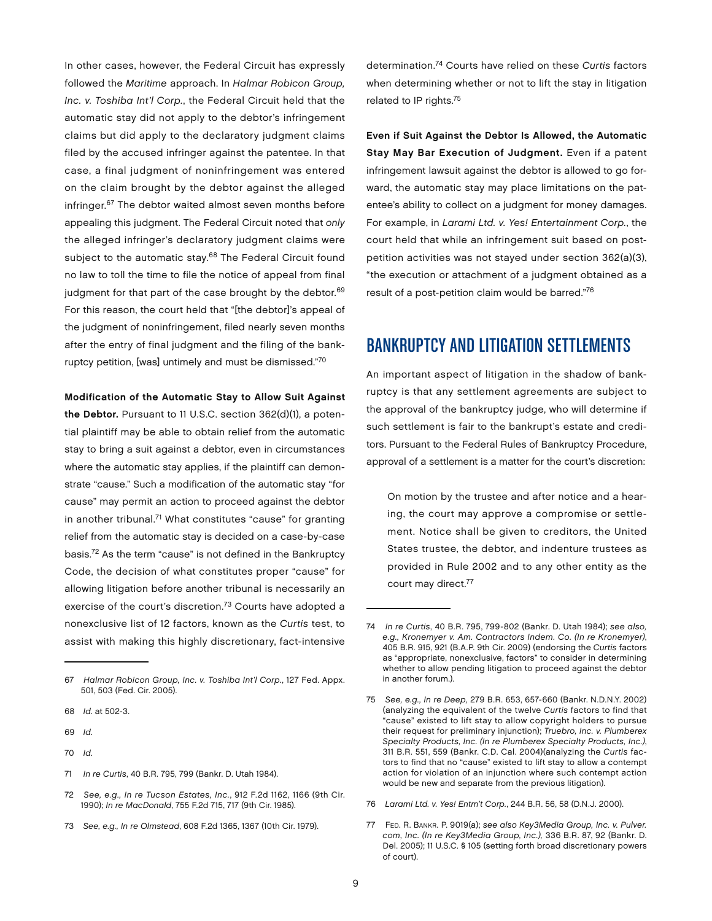In other cases, however, the Federal Circuit has expressly followed the *Maritime* approach. In *Halmar Robicon Group, Inc. v. Toshiba Int'l Corp.*, the Federal Circuit held that the automatic stay did not apply to the debtor's infringement claims but did apply to the declaratory judgment claims filed by the accused infringer against the patentee. In that case, a final judgment of noninfringement was entered on the claim brought by the debtor against the alleged infringer.[67] The debtor waited almost seven months before appealing this judgment. The Federal Circuit noted that *only* the alleged infringer's declaratory judgment claims were subject to the automatic stay.[68] The Federal Circuit found no law to toll the time to file the notice of appeal from final judgment for that part of the case brought by the debtor.[69] For this reason, the court held that "[the debtor]'s appeal of the judgment of noninfringement, filed nearly seven months after the entry of final judgment and the filing of the bankruptcy petition, [was] untimely and must be dismissed."[70]

**Modification of the Automatic Stay to Allow Suit Against the Debtor.** Pursuant to 11 U.S.C. section 362(d)(1), a potential plaintiff may be able to obtain relief from the automatic stay to bring a suit against a debtor, even in circumstances where the automatic stay applies, if the plaintiff can demonstrate "cause." Such a modification of the automatic stay "for cause" may permit an action to proceed against the debtor in another tribunal.[71] What constitutes "cause" for granting relief from the automatic stay is decided on a case-by-case basis.[72] As the term "cause" is not defined in the Bankruptcy Code, the decision of what constitutes proper "cause" for allowing litigation before another tribunal is necessarily an exercise of the court's discretion.[73] Courts have adopted a nonexclusive list of 12 factors, known as the *Curtis* test, to assist with making this highly discretionary, fact-intensive determination.[74] Courts have relied on these *Curtis* factors when determining whether or not to lift the stay in litigation related to IP rights.[75]

**Even if Suit Against the Debtor Is Allowed, the Automatic Stay May Bar Execution of Judgment.** Even if a patent infringement lawsuit against the debtor is allowed to go forward, the automatic stay may place limitations on the patentee's ability to collect on a judgment for money damages. For example, in *Larami Ltd. v. Yes! Entertainment Corp.*, the court held that while an infringement suit based on post-petition activities was not stayed under section 362(a)(3), "the execution or attachment of a judgment obtained as a result of a post-petition claim would be barred."[76]

## BANKRUPTCY AND LITIGATION SETTLEMENTS

An important aspect of litigation in the shadow of bankruptcy is that any settlement agreements are subject to the approval of the bankruptcy judge, who will determine if such settlement is fair to the bankrupt's estate and creditors. Pursuant to the Federal Rules of Bankruptcy Procedure, approval of a settlement is a matter for the court's discretion:

> On motion by the trustee and after notice and a hearing, the court may approve a compromise or settlement. Notice shall be given to creditors, the United States trustee, the debtor, and indenture trustees as provided in Rule 2002 and to any other entity as the court may direct.[77]

---

67 *Halmar Robicon Group, Inc. v. Toshiba Int'l Corp.*, 127 Fed. Appx. 501, 503 (Fed. Cir. 2005).

68 *Id.* at 502-3.

69 *Id.*

70 *Id.*

71 *In re Curtis*, 40 B.R. 795, 799 (Bankr. D. Utah 1984).

72 *See, e.g., In re Tucson Estates, Inc.*, 912 F.2d 1162, 1166 (9th Cir. 1990); *In re MacDonald*, 755 F.2d 715, 717 (9th Cir. 1985).

73 *See, e.g., In re Olmstead*, 608 F.2d 1365, 1367 (10th Cir. 1979).

74 *In re Curtis*, 40 B.R. 795, 799-802 (Bankr. D. Utah 1984); *see also, e.g., Kronemyer v. Am. Contractors Indem. Co. (In re Kronemyer)*, 405 B.R. 915, 921 (B.A.P. 9th Cir. 2009) (endorsing the *Curtis* factors as "appropriate, nonexclusive, factors" to consider in determining whether to allow pending litigation to proceed against the debtor in another forum.).

75 *See, e.g., In re Deep,* 279 B.R. 653, 657-660 (Bankr. N.D.N.Y. 2002) (analyzing the equivalent of the twelve *Curtis* factors to find that "cause" existed to lift stay to allow copyright holders to pursue their request for preliminary injunction); *Truebro, Inc. v. Plumberex Specialty Products, Inc. (In re Plumberex Specialty Products, Inc.),* 311 B.R. 551, 559 (Bankr. C.D. Cal. 2004)(analyzing the *Curtis* factors to find that no "cause" existed to lift stay to allow a contempt action for violation of an injunction where such contempt action would be new and separate from the previous litigation).

76 *Larami Ltd. v. Yes! Entm't Corp.*, 244 B.R. 56, 58 (D.N.J. 2000).

77 Fed. R. Bankr. P. 9019(a); *see also Key3Media Group, Inc. v. Pulver.com, Inc. (In re Key3Media Group, Inc.),* 336 B.R. 87, 92 (Bankr. D. Del. 2005); 11 U.S.C. § 105 (setting forth broad discretionary powers of court).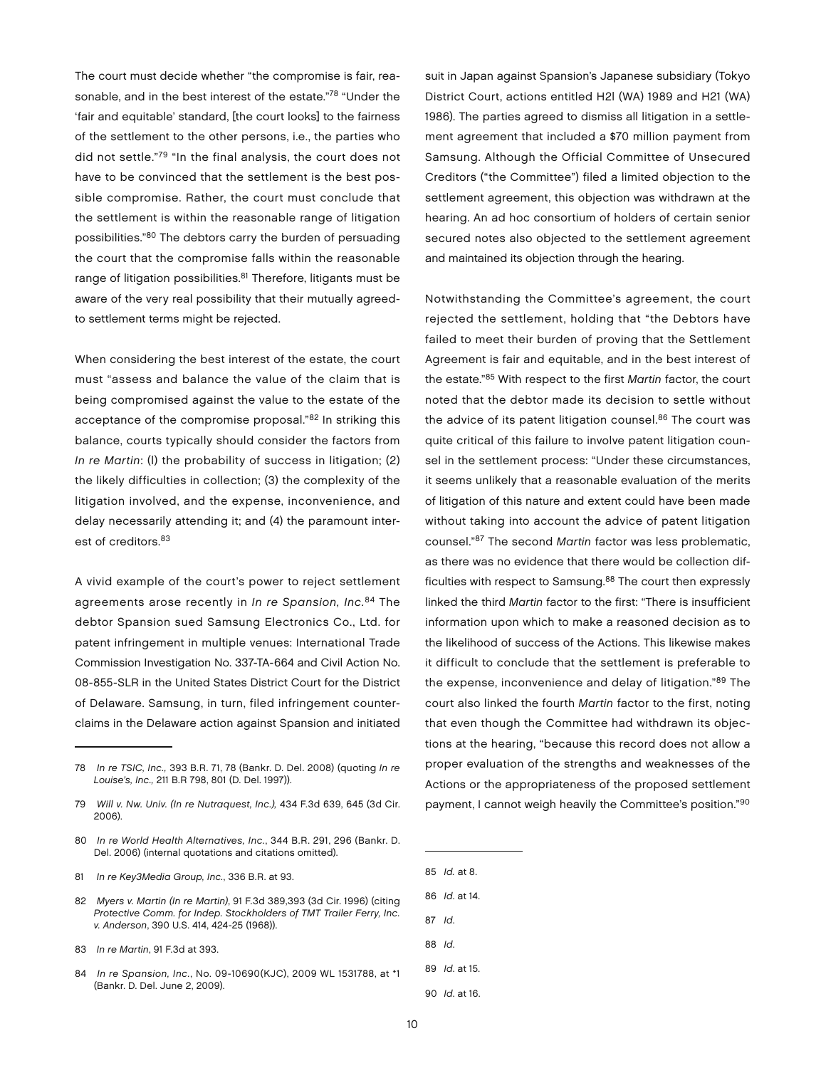The court must decide whether "the compromise is fair, reasonable, and in the best interest of the estate."[78] "Under the 'fair and equitable' standard, [the court looks] to the fairness of the settlement to the other persons, i.e., the parties who did not settle."[79] "In the final analysis, the court does not have to be convinced that the settlement is the best possible compromise. Rather, the court must conclude that the settlement is within the reasonable range of litigation possibilities."[80] The debtors carry the burden of persuading the court that the compromise falls within the reasonable range of litigation possibilities.[81] Therefore, litigants must be aware of the very real possibility that their mutually agreed-to settlement terms might be rejected.

When considering the best interest of the estate, the court must "assess and balance the value of the claim that is being compromised against the value to the estate of the acceptance of the compromise proposal."[82] In striking this balance, courts typically should consider the factors from *In re Martin*: (1) the probability of success in litigation; (2) the likely difficulties in collection; (3) the complexity of the litigation involved, and the expense, inconvenience, and delay necessarily attending it; and (4) the paramount interest of creditors.[83]

A vivid example of the court's power to reject settlement agreements arose recently in *In re Spansion, Inc.*[84] The debtor Spansion sued Samsung Electronics Co., Ltd. for patent infringement in multiple venues: International Trade Commission Investigation No. 337-TA-664 and Civil Action No. 08-855-SLR in the United States District Court for the District of Delaware. Samsung, in turn, filed infringement counterclaims in the Delaware action against Spansion and initiated suit in Japan against Spansion's Japanese subsidiary (Tokyo District Court, actions entitled H2l (WA) 1989 and H21 (WA) 1986). The parties agreed to dismiss all litigation in a settlement agreement that included a $70 million payment from Samsung. Although the Official Committee of Unsecured Creditors ("the Committee") filed a limited objection to the settlement agreement, this objection was withdrawn at the hearing. An ad hoc consortium of holders of certain senior secured notes also objected to the settlement agreement and maintained its objection through the hearing.

Notwithstanding the Committee's agreement, the court rejected the settlement, holding that "the Debtors have failed to meet their burden of proving that the Settlement Agreement is fair and equitable, and in the best interest of the estate."[85] With respect to the first *Martin* factor, the court noted that the debtor made its decision to settle without the advice of its patent litigation counsel.[86] The court was quite critical of this failure to involve patent litigation counsel in the settlement process: "Under these circumstances, it seems unlikely that a reasonable evaluation of the merits of litigation of this nature and extent could have been made without taking into account the advice of patent litigation counsel."[87] The second *Martin* factor was less problematic, as there was no evidence that there would be collection difficulties with respect to Samsung.[88] The court then expressly linked the third *Martin* factor to the first: "There is insufficient information upon which to make a reasoned decision as to the likelihood of success of the Actions. This likewise makes it difficult to conclude that the settlement is preferable to the expense, inconvenience and delay of litigation."[89] The court also linked the fourth *Martin* factor to the first, noting that even though the Committee had withdrawn its objections at the hearing, "because this record does not allow a proper evaluation of the strengths and weaknesses of the Actions or the appropriateness of the proposed settlement payment, I cannot weigh heavily the Committee's position."[90]

---

78 *In re TSIC, Inc.,* 393 B.R. 71, 78 (Bankr. D. Del. 2008) (quoting *In re Louise's, Inc.,* 211 B.R 798, 801 (D. Del. 1997)).

79 *Will v. Nw. Univ. (In re Nutraquest, Inc.),* 434 F.3d 639, 645 (3d Cir. 2006).

80 *In re World Health Alternatives, Inc.*, 344 B.R. 291, 296 (Bankr. D. Del. 2006) (internal quotations and citations omitted).

81 *In re Key3Media Group, Inc.*, 336 B.R. at 93.

82 *Myers v. Martin (In re Martin)*, 91 F.3d 389,393 (3d Cir. 1996) (citing *Protective Comm. for Indep. Stockholders of TMT Trailer Ferry, Inc. v. Anderson*, 390 U.S. 414, 424-25 (1968)).

83 *In re Martin*, 91 F.3d at 393.

84 *In re Spansion, Inc.*, No. 09-10690(KJC), 2009 WL 1531788, at *1 (Bankr. D. Del. June 2, 2009).

85 *Id.* at 8.

86 *Id.* at 14.

87 *Id.*

88 *Id.*

89 *Id.* at 15.

90 *Id.* at 16.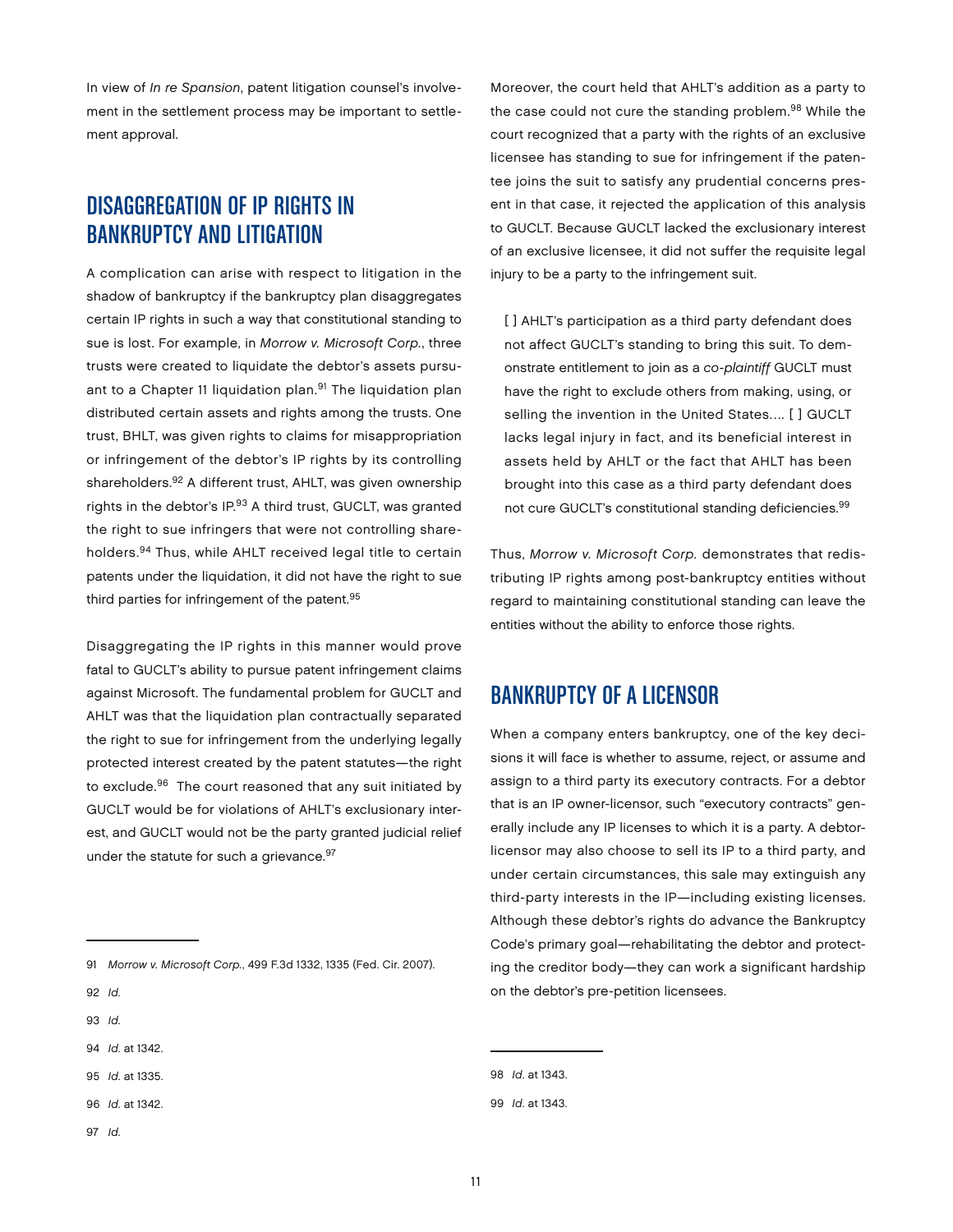In view of *In re Spansion*, patent litigation counsel's involvement in the settlement process may be important to settlement approval.

## DISAGGREGATION OF IP RIGHTS IN BANKRUPTCY AND LITIGATION

A complication can arise with respect to litigation in the shadow of bankruptcy if the bankruptcy plan disaggregates certain IP rights in such a way that constitutional standing to sue is lost. For example, in *Morrow v. Microsoft Corp.*, three trusts were created to liquidate the debtor's assets pursuant to a Chapter 11 liquidation plan.[91] The liquidation plan distributed certain assets and rights among the trusts. One trust, BHLT, was given rights to claims for misappropriation or infringement of the debtor's IP rights by its controlling shareholders.[92] A different trust, AHLT, was given ownership rights in the debtor's IP.[93] A third trust, GUCLT, was granted the right to sue infringers that were not controlling shareholders.[94] Thus, while AHLT received legal title to certain patents under the liquidation, it did not have the right to sue third parties for infringement of the patent.[95]

Disaggregating the IP rights in this manner would prove fatal to GUCLT's ability to pursue patent infringement claims against Microsoft. The fundamental problem for GUCLT and AHLT was that the liquidation plan contractually separated the right to sue for infringement from the underlying legally protected interest created by the patent statutes—the right to exclude.[96] The court reasoned that any suit initiated by GUCLT would be for violations of AHLT's exclusionary interest, and GUCLT would not be the party granted judicial relief under the statute for such a grievance.[97]

Moreover, the court held that AHLT's addition as a party to the case could not cure the standing problem.[98] While the court recognized that a party with the rights of an exclusive licensee has standing to sue for infringement if the patentee joins the suit to satisfy any prudential concerns present in that case, it rejected the application of this analysis to GUCLT. Because GUCLT lacked the exclusionary interest of an exclusive licensee, it did not suffer the requisite legal injury to be a party to the infringement suit.

> [ ] AHLT's participation as a third party defendant does not affect GUCLT's standing to bring this suit. To demonstrate entitlement to join as a *co-plaintiff* GUCLT must have the right to exclude others from making, using, or selling the invention in the United States.... [ ] GUCLT lacks legal injury in fact, and its beneficial interest in assets held by AHLT or the fact that AHLT has been brought into this case as a third party defendant does not cure GUCLT's constitutional standing deficiencies.[99]

Thus, *Morrow v. Microsoft Corp.* demonstrates that redistributing IP rights among post-bankruptcy entities without regard to maintaining constitutional standing can leave the entities without the ability to enforce those rights.

## BANKRUPTCY OF A LICENSOR

When a company enters bankruptcy, one of the key decisions it will face is whether to assume, reject, or assume and assign to a third party its executory contracts. For a debtor that is an IP owner-licensor, such "executory contracts" generally include any IP licenses to which it is a party. A debtor-licensor may also choose to sell its IP to a third party, and under certain circumstances, this sale may extinguish any third-party interests in the IP—including existing licenses. Although these debtor's rights do advance the Bankruptcy Code's primary goal—rehabilitating the debtor and protecting the creditor body—they can work a significant hardship on the debtor's pre-petition licensees.

---

91 *Morrow v. Microsoft Corp.*, 499 F.3d 1332, 1335 (Fed. Cir. 2007).

92 *Id.*

93 *Id.*

94 *Id.* at 1342.

95 *Id.* at 1335.

96 *Id.* at 1342.

97 *Id.*

98 *Id.* at 1343.

99 *Id.* at 1343.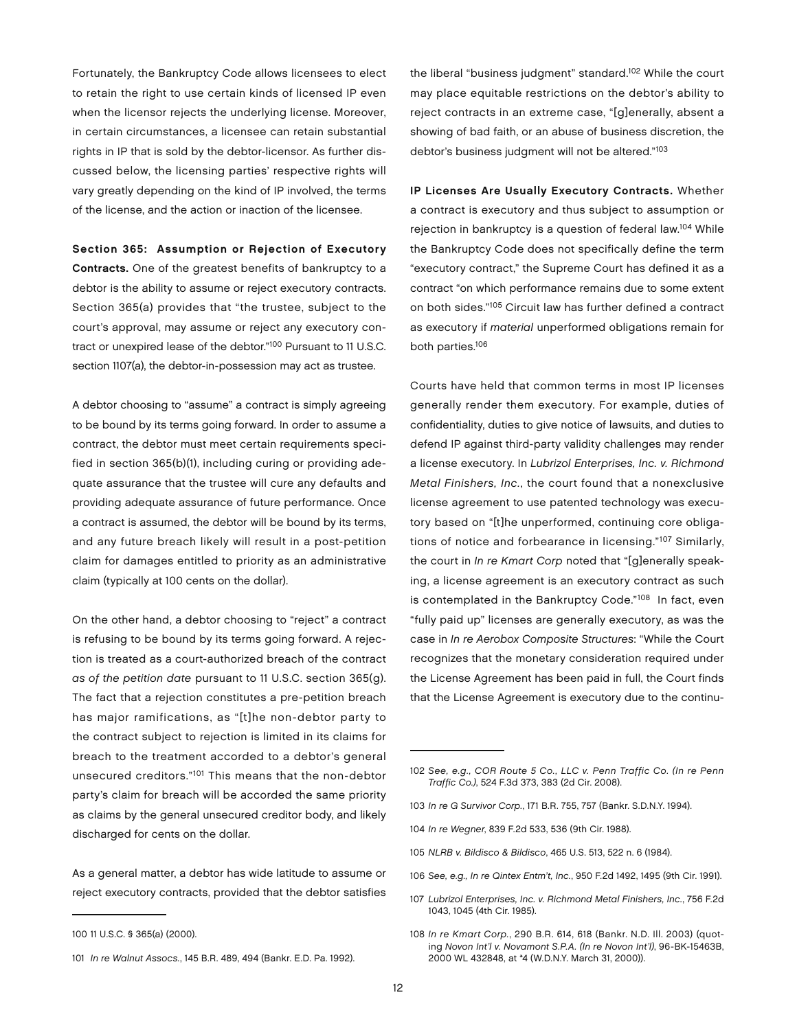Fortunately, the Bankruptcy Code allows licensees to elect to retain the right to use certain kinds of licensed IP even when the licensor rejects the underlying license. Moreover, in certain circumstances, a licensee can retain substantial rights in IP that is sold by the debtor-licensor. As further discussed below, the licensing parties' respective rights will vary greatly depending on the kind of IP involved, the terms of the license, and the action or inaction of the licensee.

**Section 365: Assumption or Rejection of Executory Contracts.** One of the greatest benefits of bankruptcy to a debtor is the ability to assume or reject executory contracts. Section 365(a) provides that "the trustee, subject to the court's approval, may assume or reject any executory contract or unexpired lease of the debtor."[100] Pursuant to 11 U.S.C. section 1107(a), the debtor-in-possession may act as trustee.

A debtor choosing to "assume" a contract is simply agreeing to be bound by its terms going forward. In order to assume a contract, the debtor must meet certain requirements specified in section 365(b)(1), including curing or providing adequate assurance that the trustee will cure any defaults and providing adequate assurance of future performance. Once a contract is assumed, the debtor will be bound by its terms, and any future breach likely will result in a post-petition claim for damages entitled to priority as an administrative claim (typically at 100 cents on the dollar).

On the other hand, a debtor choosing to "reject" a contract is refusing to be bound by its terms going forward. A rejection is treated as a court-authorized breach of the contract *as of the petition date* pursuant to 11 U.S.C. section 365(g). The fact that a rejection constitutes a pre-petition breach has major ramifications, as "[t]he non-debtor party to the contract subject to rejection is limited in its claims for breach to the treatment accorded to a debtor's general unsecured creditors."[101] This means that the non-debtor party's claim for breach will be accorded the same priority as claims by the general unsecured creditor body, and likely discharged for cents on the dollar.

As a general matter, a debtor has wide latitude to assume or reject executory contracts, provided that the debtor satisfies the liberal "business judgment" standard.[102] While the court may place equitable restrictions on the debtor's ability to reject contracts in an extreme case, "[g]enerally, absent a showing of bad faith, or an abuse of business discretion, the debtor's business judgment will not be altered."[103]

**IP Licenses Are Usually Executory Contracts.** Whether a contract is executory and thus subject to assumption or rejection in bankruptcy is a question of federal law.[104] While the Bankruptcy Code does not specifically define the term "executory contract," the Supreme Court has defined it as a contract "on which performance remains due to some extent on both sides."[105] Circuit law has further defined a contract as executory if *material* unperformed obligations remain for both parties.[106]

Courts have held that common terms in most IP licenses generally render them executory. For example, duties of confidentiality, duties to give notice of lawsuits, and duties to defend IP against third-party validity challenges may render a license executory. In *Lubrizol Enterprises, Inc. v. Richmond Metal Finishers, Inc.*, the court found that a nonexclusive license agreement to use patented technology was executory based on "[t]he unperformed, continuing core obligations of notice and forbearance in licensing."[107] Similarly, the court in *In re Kmart Corp* noted that "[g]enerally speaking, a license agreement is an executory contract as such is contemplated in the Bankruptcy Code."[108] In fact, even "fully paid up" licenses are generally executory, as was the case in *In re Aerobox Composite Structures*: "While the Court recognizes that the monetary consideration required under the License Agreement has been paid in full, the Court finds that the License Agreement is executory due to the continu-

---

100 11 U.S.C. § 365(a) (2000).

101 *In re Walnut Assocs.*, 145 B.R. 489, 494 (Bankr. E.D. Pa. 1992).

102 *See, e.g., COR Route 5 Co., LLC v. Penn Traffic Co. (In re Penn Traffic Co.)*, 524 F.3d 373, 383 (2d Cir. 2008).

103 *In re G Survivor Corp.*, 171 B.R. 755, 757 (Bankr. S.D.N.Y. 1994).

104 *In re Wegner*, 839 F.2d 533, 536 (9th Cir. 1988).

105 *NLRB v. Bildisco & Bildisco*, 465 U.S. 513, 522 n. 6 (1984).

106 *See, e.g., In re Qintex Entm't, Inc.*, 950 F.2d 1492, 1495 (9th Cir. 1991).

107 *Lubrizol Enterprises, Inc. v. Richmond Metal Finishers, Inc.*, 756 F.2d 1043, 1045 (4th Cir. 1985).

108 *In re Kmart Corp.*, 290 B.R. 614, 618 (Bankr. N.D. Ill. 2003) (quoting *Novon Int'l v. Novamont S.P.A. (In re Novon Int'l)*, 96-BK-15463B, 2000 WL 432848, at *4 (W.D.N.Y. March 31, 2000)).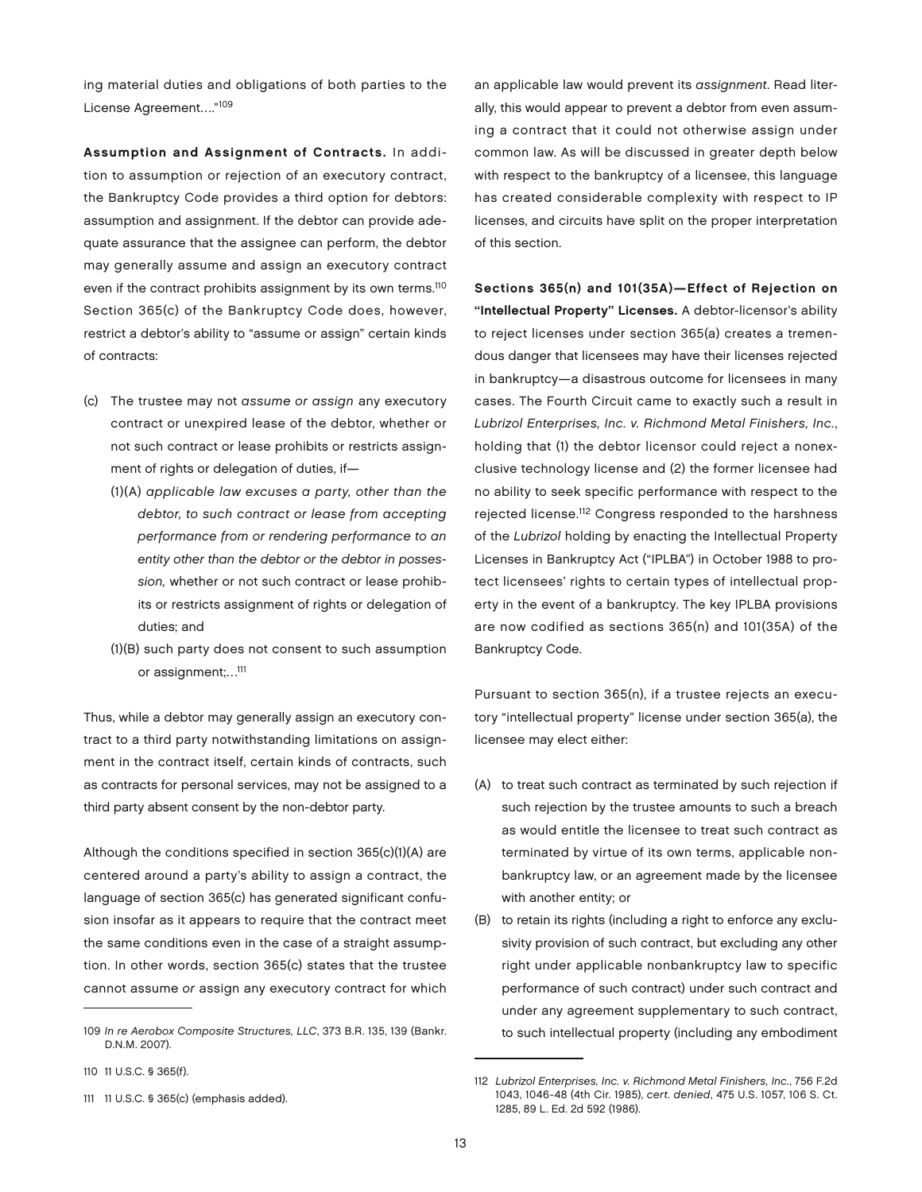ing material duties and obligations of both parties to the License Agreement...."[109]

**Assumption and Assignment of Contracts.** In addition to assumption or rejection of an executory contract, the Bankruptcy Code provides a third option for debtors: assumption and assignment. If the debtor can provide adequate assurance that the assignee can perform, the debtor may generally assume and assign an executory contract even if the contract prohibits assignment by its own terms.[110] Section 365(c) of the Bankruptcy Code does, however, restrict a debtor's ability to "assume or assign" certain kinds of contracts:

(c) The trustee may not *assume or assign* any executory contract or unexpired lease of the debtor, whether or not such contract or lease prohibits or restricts assignment of rights or delegation of duties, if—

(1)(A) *applicable law excuses a party, other than the debtor, to such contract or lease from accepting performance from or rendering performance to an entity other than the debtor or the debtor in possession,* whether or not such contract or lease prohibits or restricts assignment of rights or delegation of duties; and

(1)(B) such party does not consent to such assumption or assignment;...[111]

Thus, while a debtor may generally assign an executory contract to a third party notwithstanding limitations on assignment in the contract itself, certain kinds of contracts, such as contracts for personal services, may not be assigned to a third party absent consent by the non-debtor party.

Although the conditions specified in section 365(c)(1)(A) are centered around a party's ability to assign a contract, the language of section 365(c) has generated significant confusion insofar as it appears to require that the contract meet the same conditions even in the case of a straight assumption. In other words, section 365(c) states that the trustee cannot assume *or* assign any executory contract for which an applicable law would prevent its *assignment*. Read literally, this would appear to prevent a debtor from even assuming a contract that it could not otherwise assign under common law. As will be discussed in greater depth below with respect to the bankruptcy of a licensee, this language has created considerable complexity with respect to IP licenses, and circuits have split on the proper interpretation of this section.

**Sections 365(n) and 101(35A)—Effect of Rejection on "Intellectual Property" Licenses.** A debtor-licensor's ability to reject licenses under section 365(a) creates a tremendous danger that licensees may have their licenses rejected in bankruptcy—a disastrous outcome for licensees in many cases. The Fourth Circuit came to exactly such a result in *Lubrizol Enterprises, Inc. v. Richmond Metal Finishers, Inc.*, holding that (1) the debtor licensor could reject a nonexclusive technology license and (2) the former licensee had no ability to seek specific performance with respect to the rejected license.[112] Congress responded to the harshness of the *Lubrizol* holding by enacting the Intellectual Property Licenses in Bankruptcy Act ("IPLBA") in October 1988 to protect licensees' rights to certain types of intellectual property in the event of a bankruptcy. The key IPLBA provisions are now codified as sections 365(n) and 101(35A) of the Bankruptcy Code.

Pursuant to section 365(n), if a trustee rejects an executory "intellectual property" license under section 365(a), the licensee may elect either:

(A) to treat such contract as terminated by such rejection if such rejection by the trustee amounts to such a breach as would entitle the licensee to treat such contract as terminated by virtue of its own terms, applicable nonbankruptcy law, or an agreement made by the licensee with another entity; or

(B) to retain its rights (including a right to enforce any exclusivity provision of such contract, but excluding any other right under applicable nonbankruptcy law to specific performance of such contract) under such contract and under any agreement supplementary to such contract, to such intellectual property (including any embodiment

---

109 *In re Aerobox Composite Structures, LLC*, 373 B.R. 135, 139 (Bankr. D.N.M. 2007).

110 11 U.S.C. § 365(f).

111 11 U.S.C. § 365(c) (emphasis added).

112 *Lubrizol Enterprises, Inc. v. Richmond Metal Finishers, Inc.*, 756 F.2d 1043, 1046-48 (4th Cir. 1985), *cert. denied*, 475 U.S. 1057, 106 S. Ct. 1285, 89 L. Ed. 2d 592 (1986).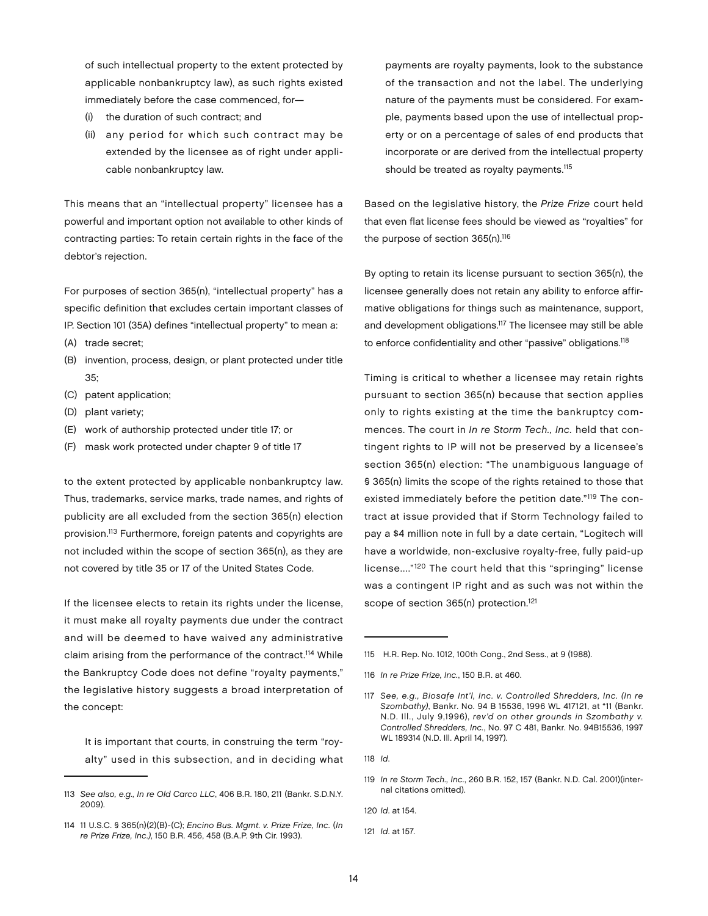of such intellectual property to the extent protected by applicable nonbankruptcy law), as such rights existed immediately before the case commenced, for—

(i) the duration of such contract; and

(ii) any period for which such contract may be extended by the licensee as of right under applicable nonbankruptcy law.

This means that an "intellectual property" licensee has a powerful and important option not available to other kinds of contracting parties: To retain certain rights in the face of the debtor's rejection.

For purposes of section 365(n), "intellectual property" has a specific definition that excludes certain important classes of IP. Section 101 (35A) defines "intellectual property" to mean a:

(A) trade secret;

(B) invention, process, design, or plant protected under title 35;

(C) patent application;

(D) plant variety;

(E) work of authorship protected under title 17; or

(F) mask work protected under chapter 9 of title 17

to the extent protected by applicable nonbankruptcy law. Thus, trademarks, service marks, trade names, and rights of publicity are all excluded from the section 365(n) election provision.[113] Furthermore, foreign patents and copyrights are not included within the scope of section 365(n), as they are not covered by title 35 or 17 of the United States Code.

If the licensee elects to retain its rights under the license, it must make all royalty payments due under the contract and will be deemed to have waived any administrative claim arising from the performance of the contract.[114] While the Bankruptcy Code does not define "royalty payments," the legislative history suggests a broad interpretation of the concept:

> It is important that courts, in construing the term "royalty" used in this subsection, and in deciding what payments are royalty payments, look to the substance of the transaction and not the label. The underlying nature of the payments must be considered. For example, payments based upon the use of intellectual property or on a percentage of sales of end products that incorporate or are derived from the intellectual property should be treated as royalty payments.[115]

Based on the legislative history, the *Prize Frize* court held that even flat license fees should be viewed as "royalties" for the purpose of section 365(n).[116]

By opting to retain its license pursuant to section 365(n), the licensee generally does not retain any ability to enforce affirmative obligations for things such as maintenance, support, and development obligations.[117] The licensee may still be able to enforce confidentiality and other "passive" obligations.[118]

Timing is critical to whether a licensee may retain rights pursuant to section 365(n) because that section applies only to rights existing at the time the bankruptcy commences. The court in *In re Storm Tech., Inc.* held that contingent rights to IP will not be preserved by a licensee's section 365(n) election: "The unambiguous language of § 365(n) limits the scope of the rights retained to those that existed immediately before the petition date."[119] The contract at issue provided that if Storm Technology failed to pay a $4 million note in full by a date certain, "Logitech will have a worldwide, non-exclusive royalty-free, fully paid-up license…."[120] The court held that this "springing" license was a contingent IP right and as such was not within the scope of section 365(n) protection.[121]

---

113 *See also, e.g., In re Old Carco LLC*, 406 B.R. 180, 211 (Bankr. S.D.N.Y. 2009).

114 11 U.S.C. § 365(n)(2)(B)-(C); *Encino Bus. Mgmt. v. Prize Frize, Inc.* (*In re Prize Frize, Inc.*), 150 B.R. 456, 458 (B.A.P. 9th Cir. 1993).

115 H.R. Rep. No. 1012, 100th Cong., 2nd Sess., at 9 (1988).

116 *In re Prize Frize, Inc.*, 150 B.R. at 460.

117 *See, e.g., Biosafe Int'l, Inc. v. Controlled Shredders, Inc. (In re Szombathy)*, Bankr. No. 94 B 15536, 1996 WL 417121, at *11 (Bankr. N.D. Ill., July 9,1996), *rev'd on other grounds in Szombathy v. Controlled Shredders, Inc.*, No. 97 C 481, Bankr. No. 94B15536, 1997 WL 189314 (N.D. Ill. April 14, 1997).

118 *Id.*

119 *In re Storm Tech., Inc.*, 260 B.R. 152, 157 (Bankr. N.D. Cal. 2001)(internal citations omitted).

120 *Id.* at 154.

121 *Id.* at 157.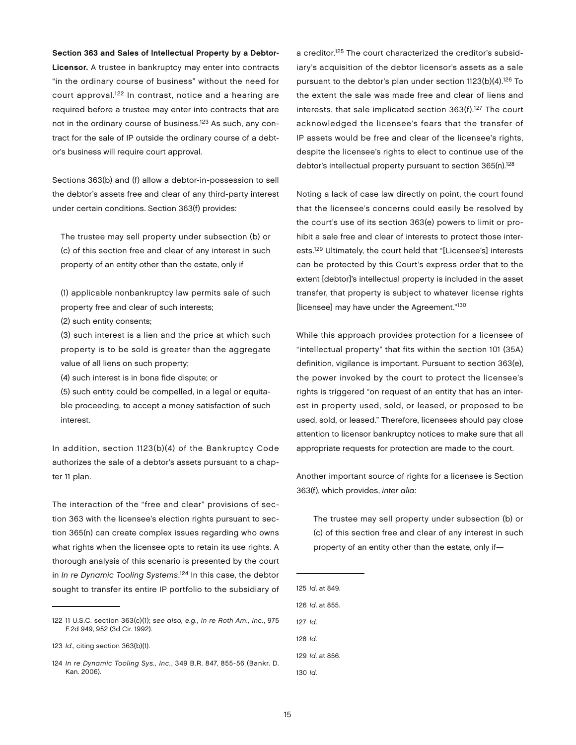**Section 363 and Sales of Intellectual Property by a Debtor-Licensor.** A trustee in bankruptcy may enter into contracts "in the ordinary course of business" without the need for court approval.[122] In contrast, notice and a hearing are required before a trustee may enter into contracts that are not in the ordinary course of business.[123] As such, any contract for the sale of IP outside the ordinary course of a debtor's business will require court approval.

Sections 363(b) and (f) allow a debtor-in-possession to sell the debtor's assets free and clear of any third-party interest under certain conditions. Section 363(f) provides:

> The trustee may sell property under subsection (b) or (c) of this section free and clear of any interest in such property of an entity other than the estate, only if
>
> (1) applicable nonbankruptcy law permits sale of such property free and clear of such interests;
> (2) such entity consents;
> (3) such interest is a lien and the price at which such property is to be sold is greater than the aggregate value of all liens on such property;
> (4) such interest is in bona fide dispute; or
> (5) such entity could be compelled, in a legal or equitable proceeding, to accept a money satisfaction of such interest.

In addition, section 1123(b)(4) of the Bankruptcy Code authorizes the sale of a debtor's assets pursuant to a chapter 11 plan.

The interaction of the "free and clear" provisions of section 363 with the licensee's election rights pursuant to section 365(n) can create complex issues regarding who owns what rights when the licensee opts to retain its use rights. A thorough analysis of this scenario is presented by the court in *In re Dynamic Tooling Systems*.[124] In this case, the debtor sought to transfer its entire IP portfolio to the subsidiary of a creditor.[125] The court characterized the creditor's subsidiary's acquisition of the debtor licensor's assets as a sale pursuant to the debtor's plan under section 1123(b)(4).[126] To the extent the sale was made free and clear of liens and interests, that sale implicated section 363(f).[127] The court acknowledged the licensee's fears that the transfer of IP assets would be free and clear of the licensee's rights, despite the licensee's rights to elect to continue use of the debtor's intellectual property pursuant to section 365(n).[128]

Noting a lack of case law directly on point, the court found that the licensee's concerns could easily be resolved by the court's use of its section 363(e) powers to limit or prohibit a sale free and clear of interests to protect those interests.[129] Ultimately, the court held that "[Licensee's] interests can be protected by this Court's express order that to the extent [debtor]'s intellectual property is included in the asset transfer, that property is subject to whatever license rights [licensee] may have under the Agreement."[130]

While this approach provides protection for a licensee of "intellectual property" that fits within the section 101 (35A) definition, vigilance is important. Pursuant to section 363(e), the power invoked by the court to protect the licensee's rights is triggered "on request of an entity that has an interest in property used, sold, or leased, or proposed to be used, sold, or leased." Therefore, licensees should pay close attention to licensor bankruptcy notices to make sure that all appropriate requests for protection are made to the court.

Another important source of rights for a licensee is Section 363(f), which provides, *inter alia*:

> The trustee may sell property under subsection (b) or (c) of this section free and clear of any interest in such property of an entity other than the estate, only if—

---

122 11 U.S.C. section 363(c)(1); *see also, e.g., In re Roth Am., Inc.*, 975 F.2d 949, 952 (3d Cir. 1992).

123 *Id.*, citing section 363(b)(1).

124 *In re Dynamic Tooling Sys., Inc.*, 349 B.R. 847, 855-56 (Bankr. D. Kan. 2006).

125 *Id.* at 849.

126 *Id.* at 855.

127 *Id.*

128 *Id.*

129 *Id.* at 856.

130 *Id.*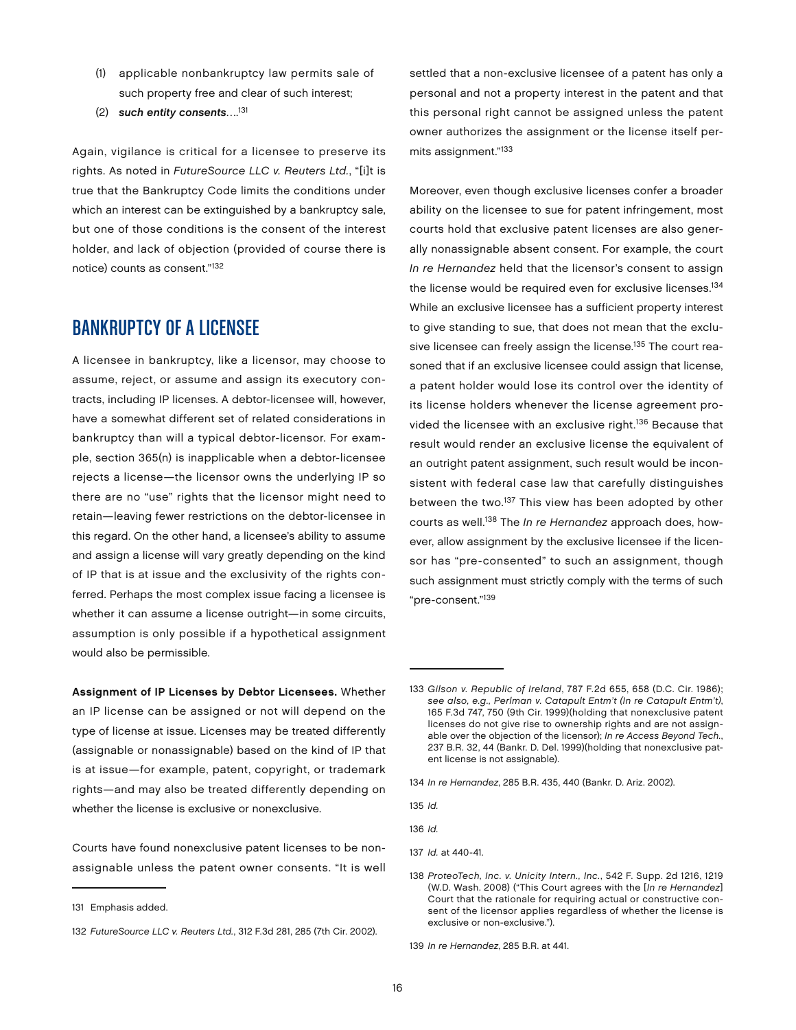(1) applicable nonbankruptcy law permits sale of such property free and clear of such interest;

(2) ***such entity consents***....[131]

Again, vigilance is critical for a licensee to preserve its rights. As noted in *FutureSource LLC v. Reuters Ltd.*, "[i]t is true that the Bankruptcy Code limits the conditions under which an interest can be extinguished by a bankruptcy sale, but one of those conditions is the consent of the interest holder, and lack of objection (provided of course there is notice) counts as consent."[132]

## BANKRUPTCY OF A LICENSEE

A licensee in bankruptcy, like a licensor, may choose to assume, reject, or assume and assign its executory contracts, including IP licenses. A debtor-licensee will, however, have a somewhat different set of related considerations in bankruptcy than will a typical debtor-licensor. For example, section 365(n) is inapplicable when a debtor-licensee rejects a license—the licensor owns the underlying IP so there are no "use" rights that the licensor might need to retain—leaving fewer restrictions on the debtor-licensee in this regard. On the other hand, a licensee's ability to assume and assign a license will vary greatly depending on the kind of IP that is at issue and the exclusivity of the rights conferred. Perhaps the most complex issue facing a licensee is whether it can assume a license outright—in some circuits, assumption is only possible if a hypothetical assignment would also be permissible.

**Assignment of IP Licenses by Debtor Licensees.** Whether an IP license can be assigned or not will depend on the type of license at issue. Licenses may be treated differently (assignable or nonassignable) based on the kind of IP that is at issue—for example, patent, copyright, or trademark rights—and may also be treated differently depending on whether the license is exclusive or nonexclusive.

Courts have found nonexclusive patent licenses to be nonassignable unless the patent owner consents. "It is well settled that a non-exclusive licensee of a patent has only a personal and not a property interest in the patent and that this personal right cannot be assigned unless the patent owner authorizes the assignment or the license itself permits assignment."[133]

Moreover, even though exclusive licenses confer a broader ability on the licensee to sue for patent infringement, most courts hold that exclusive patent licenses are also generally nonassignable absent consent. For example, the court *In re Hernandez* held that the licensor's consent to assign the license would be required even for exclusive licenses.[134] While an exclusive licensee has a sufficient property interest to give standing to sue, that does not mean that the exclusive licensee can freely assign the license.[135] The court reasoned that if an exclusive licensee could assign that license, a patent holder would lose its control over the identity of its license holders whenever the license agreement provided the licensee with an exclusive right.[136] Because that result would render an exclusive license the equivalent of an outright patent assignment, such result would be inconsistent with federal case law that carefully distinguishes between the two.[137] This view has been adopted by other courts as well.[138] The *In re Hernandez* approach does, however, allow assignment by the exclusive licensee if the licensor has "pre-consented" to such an assignment, though such assignment must strictly comply with the terms of such "pre-consent."[139]

---

131 Emphasis added.

132 *FutureSource LLC v. Reuters Ltd.*, 312 F.3d 281, 285 (7th Cir. 2002).

133 *Gilson v. Republic of Ireland*, 787 F.2d 655, 658 (D.C. Cir. 1986); *see also, e.g., Perlman v. Catapult Entm't (In re Catapult Entm't)*, 165 F.3d 747, 750 (9th Cir. 1999)(holding that nonexclusive patent licenses do not give rise to ownership rights and are not assignable over the objection of the licensor); *In re Access Beyond Tech.*, 237 B.R. 32, 44 (Bankr. D. Del. 1999)(holding that nonexclusive patent license is not assignable).

134 *In re Hernandez*, 285 B.R. 435, 440 (Bankr. D. Ariz. 2002).

135 *Id.*

136 *Id.*

137 *Id.* at 440-41.

138 *ProteoTech, Inc. v. Unicity Intern., Inc.*, 542 F. Supp. 2d 1216, 1219 (W.D. Wash. 2008) ("This Court agrees with the [*In re Hernandez*] Court that the rationale for requiring actual or constructive consent of the licensor applies regardless of whether the license is exclusive or non-exclusive.").

139 *In re Hernandez*, 285 B.R. at 441.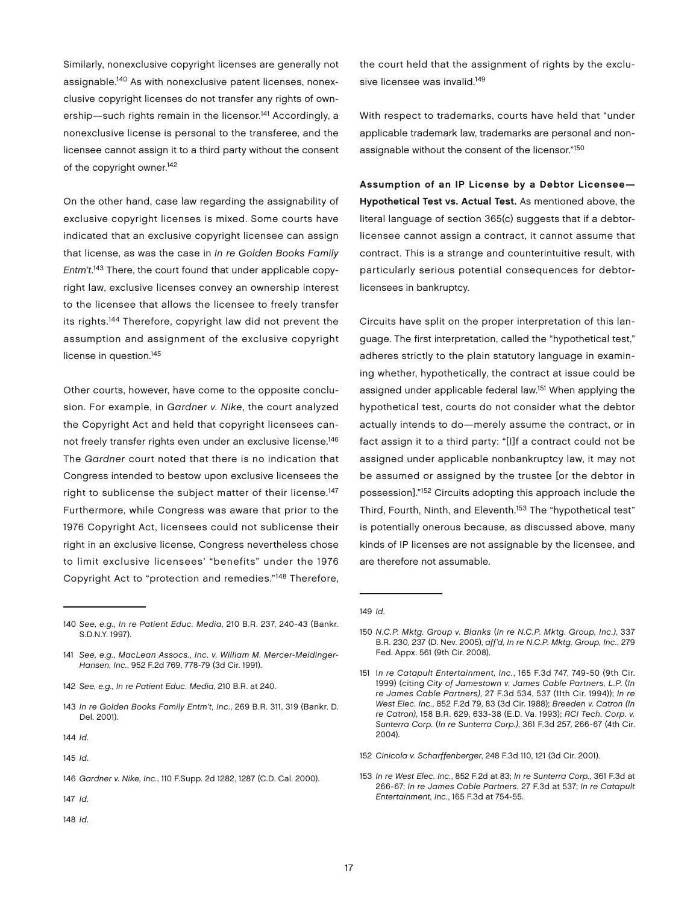Similarly, nonexclusive copyright licenses are generally not assignable.[140] As with nonexclusive patent licenses, nonexclusive copyright licenses do not transfer any rights of ownership—such rights remain in the licensor.[141] Accordingly, a nonexclusive license is personal to the transferee, and the licensee cannot assign it to a third party without the consent of the copyright owner.[142]

On the other hand, case law regarding the assignability of exclusive copyright licenses is mixed. Some courts have indicated that an exclusive copyright licensee can assign that license, as was the case in *In re Golden Books Family Entm't*.[143] There, the court found that under applicable copyright law, exclusive licenses convey an ownership interest to the licensee that allows the licensee to freely transfer its rights.[144] Therefore, copyright law did not prevent the assumption and assignment of the exclusive copyright license in question.[145]

Other courts, however, have come to the opposite conclusion. For example, in *Gardner v. Nike*, the court analyzed the Copyright Act and held that copyright licensees cannot freely transfer rights even under an exclusive license.[146] The *Gardner* court noted that there is no indication that Congress intended to bestow upon exclusive licensees the right to sublicense the subject matter of their license.[147] Furthermore, while Congress was aware that prior to the 1976 Copyright Act, licensees could not sublicense their right in an exclusive license, Congress nevertheless chose to limit exclusive licensees' "benefits" under the 1976 Copyright Act to "protection and remedies."[148] Therefore, the court held that the assignment of rights by the exclusive licensee was invalid.[149]

With respect to trademarks, courts have held that "under applicable trademark law, trademarks are personal and nonassignable without the consent of the licensor."[150]

**Assumption of an IP License by a Debtor Licensee—Hypothetical Test vs. Actual Test.** As mentioned above, the literal language of section 365(c) suggests that if a debtor-licensee cannot assign a contract, it cannot assume that contract. This is a strange and counterintuitive result, with particularly serious potential consequences for debtor-licensees in bankruptcy.

Circuits have split on the proper interpretation of this language. The first interpretation, called the "hypothetical test," adheres strictly to the plain statutory language in examining whether, hypothetically, the contract at issue could be assigned under applicable federal law.[151] When applying the hypothetical test, courts do not consider what the debtor actually intends to do—merely assume the contract, or in fact assign it to a third party: "[I]f a contract could not be assigned under applicable nonbankruptcy law, it may not be assumed or assigned by the trustee [or the debtor in possession]."[152] Circuits adopting this approach include the Third, Fourth, Ninth, and Eleventh.[153] The "hypothetical test" is potentially onerous because, as discussed above, many kinds of IP licenses are not assignable by the licensee, and are therefore not assumable.

---

140 *See, e.g., In re Patient Educ. Media*, 210 B.R. 237, 240-43 (Bankr. S.D.N.Y. 1997).

141 *See, e.g., MacLean Assocs., Inc. v. William M. Mercer-Meidinger-Hansen, Inc.*, 952 F.2d 769, 778-79 (3d Cir. 1991).

142 *See, e.g., In re Patient Educ. Media*, 210 B.R. at 240.

143 *In re Golden Books Family Entm't, Inc.*, 269 B.R. 311, 319 (Bankr. D. Del. 2001).

144 *Id.*

145 *Id.*

146 *Gardner v. Nike, Inc.*, 110 F.Supp. 2d 1282, 1287 (C.D. Cal. 2000).

147 *Id.*

148 *Id.*

149 *Id.*

150 *N.C.P. Mktg. Group v. Blanks* (*In re N.C.P. Mktg. Group, Inc.)*, 337 B.R. 230, 237 (D. Nev. 2005), *aff'd*, *In re N.C.P. Mktg. Group, Inc.*, 279 Fed. Appx. 561 (9th Cir. 2008).

151 *In re Catapult Entertainment, Inc.*, 165 F.3d 747, 749-50 (9th Cir. 1999) (citing *City of Jamestown v. James Cable Partners, L.P.* (*In re James Cable Partners)*, 27 F.3d 534, 537 (11th Cir. 1994)); *In re West Elec. Inc.*, 852 F.2d 79, 83 (3d Cir. 1988); *Breeden v. Catron (In re Catron)*, 158 B.R. 629, 633-38 (E.D. Va. 1993); *RCI Tech. Corp. v. Sunterra Corp.* (*In re Sunterra Corp.)*, 361 F.3d 257, 266-67 (4th Cir. 2004).

152 *Cinicola v. Scharffenberger*, 248 F.3d 110, 121 (3d Cir. 2001).

153 *In re West Elec. Inc.*, 852 F.2d at 83; *In re Sunterra Corp.*, 361 F.3d at 266-67; *In re James Cable Partners*, 27 F.3d at 537; *In re Catapult Entertainment, Inc.*, 165 F.3d at 754-55.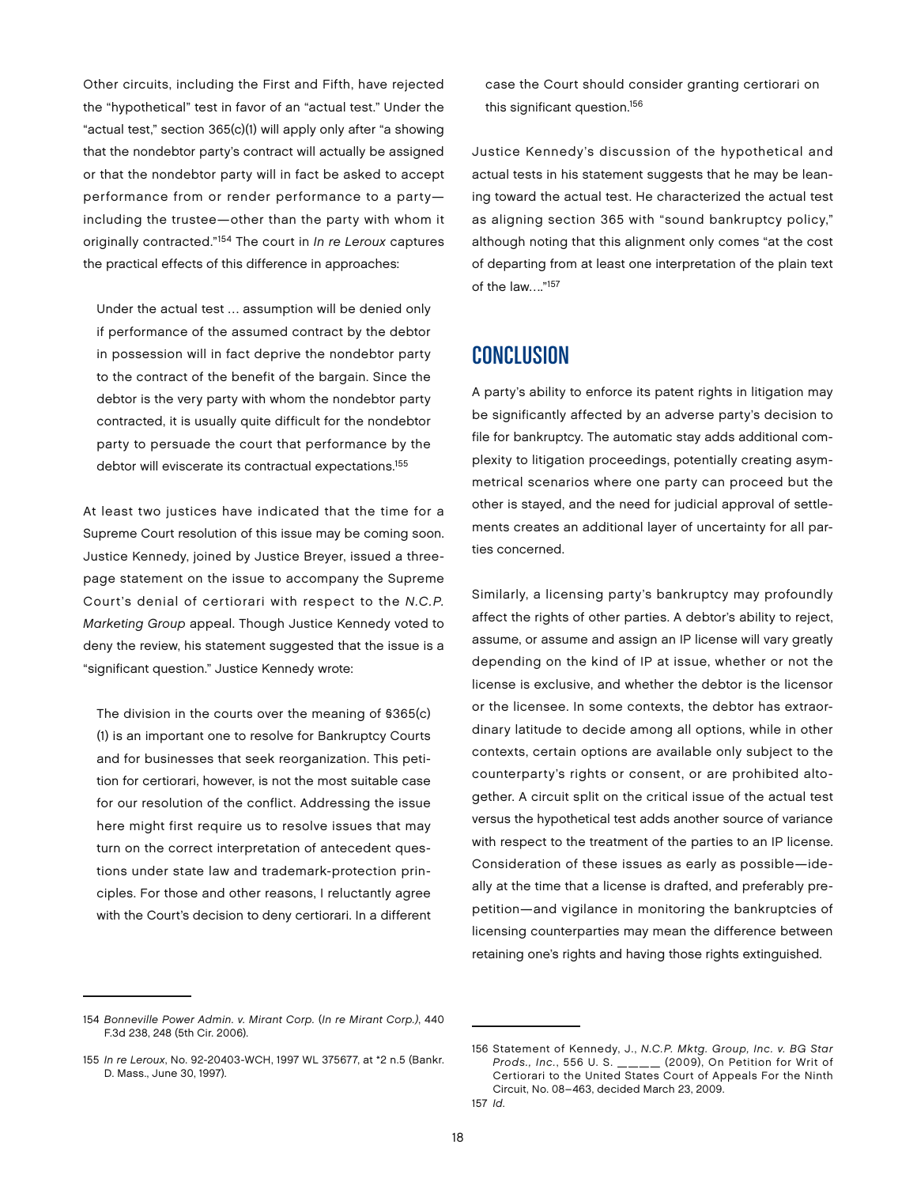Other circuits, including the First and Fifth, have rejected the "hypothetical" test in favor of an "actual test." Under the "actual test," section 365(c)(1) will apply only after "a showing that the nondebtor party's contract will actually be assigned or that the nondebtor party will in fact be asked to accept performance from or render performance to a party—including the trustee—other than the party with whom it originally contracted."[154] The court in *In re Leroux* captures the practical effects of this difference in approaches:

> Under the actual test … assumption will be denied only if performance of the assumed contract by the debtor in possession will in fact deprive the nondebtor party to the contract of the benefit of the bargain. Since the debtor is the very party with whom the nondebtor party contracted, it is usually quite difficult for the nondebtor party to persuade the court that performance by the debtor will eviscerate its contractual expectations.[155]

At least two justices have indicated that the time for a Supreme Court resolution of this issue may be coming soon. Justice Kennedy, joined by Justice Breyer, issued a three-page statement on the issue to accompany the Supreme Court's denial of certiorari with respect to the *N.C.P. Marketing Group* appeal. Though Justice Kennedy voted to deny the review, his statement suggested that the issue is a "significant question." Justice Kennedy wrote:

> The division in the courts over the meaning of §365(c)(1) is an important one to resolve for Bankruptcy Courts and for businesses that seek reorganization. This petition for certiorari, however, is not the most suitable case for our resolution of the conflict. Addressing the issue here might first require us to resolve issues that may turn on the correct interpretation of antecedent questions under state law and trademark-protection principles. For those and other reasons, I reluctantly agree with the Court's decision to deny certiorari. In a different case the Court should consider granting certiorari on this significant question.[156]

Justice Kennedy's discussion of the hypothetical and actual tests in his statement suggests that he may be leaning toward the actual test. He characterized the actual test as aligning section 365 with "sound bankruptcy policy," although noting that this alignment only comes "at the cost of departing from at least one interpretation of the plain text of the law…."[157]

## CONCLUSION

A party's ability to enforce its patent rights in litigation may be significantly affected by an adverse party's decision to file for bankruptcy. The automatic stay adds additional complexity to litigation proceedings, potentially creating asymmetrical scenarios where one party can proceed but the other is stayed, and the need for judicial approval of settlements creates an additional layer of uncertainty for all parties concerned.

Similarly, a licensing party's bankruptcy may profoundly affect the rights of other parties. A debtor's ability to reject, assume, or assume and assign an IP license will vary greatly depending on the kind of IP at issue, whether or not the license is exclusive, and whether the debtor is the licensor or the licensee. In some contexts, the debtor has extraordinary latitude to decide among all options, while in other contexts, certain options are available only subject to the counterparty's rights or consent, or are prohibited altogether. A circuit split on the critical issue of the actual test versus the hypothetical test adds another source of variance with respect to the treatment of the parties to an IP license. Consideration of these issues as early as possible—ideally at the time that a license is drafted, and preferably prepetition—and vigilance in monitoring the bankruptcies of licensing counterparties may mean the difference between retaining one's rights and having those rights extinguished.

---

154 *Bonneville Power Admin. v. Mirant Corp.* (*In re Mirant Corp.*), 440 F.3d 238, 248 (5th Cir. 2006).

155 *In re Leroux*, No. 92-20403-WCH, 1997 WL 375677, at *2 n.5 (Bankr. D. Mass., June 30, 1997).

156 Statement of Kennedy, J., *N.C.P. Mktg. Group, Inc. v. BG Star Prods., Inc.*, 556 U. S. _____ (2009), On Petition for Writ of Certiorari to the United States Court of Appeals For the Ninth Circuit, No. 08–463, decided March 23, 2009.

157 *Id.*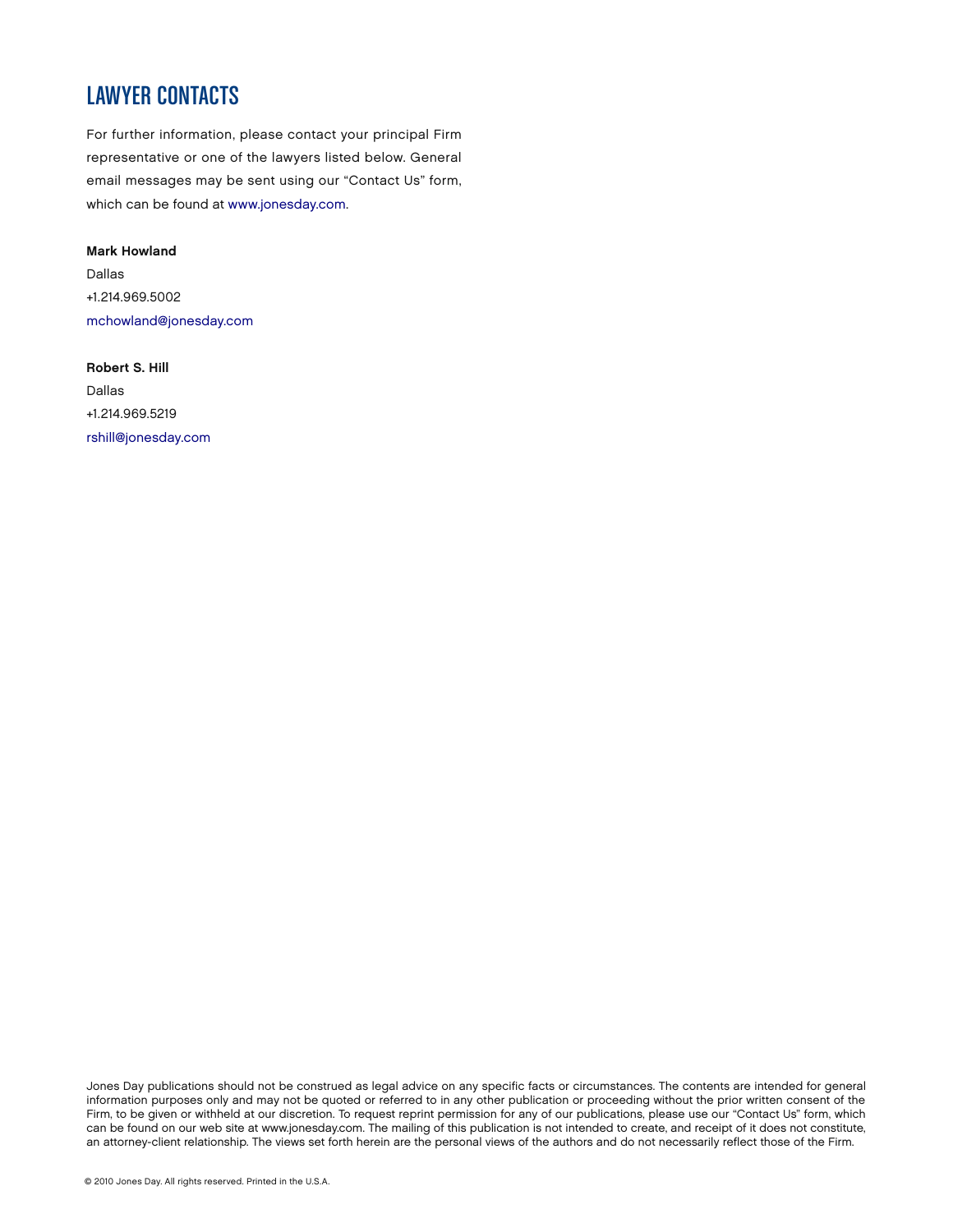## LAWYER CONTACTS

For further information, please contact your principal Firm representative or one of the lawyers listed below. General email messages may be sent using our "Contact Us" form, which can be found at www.jonesday.com.

**Mark Howland**
Dallas
+1.214.969.5002
mchowland@jonesday.com

**Robert S. Hill**
Dallas
+1.214.969.5219
rshill@jonesday.com

Jones Day publications should not be construed as legal advice on any specific facts or circumstances. The contents are intended for general information purposes only and may not be quoted or referred to in any other publication or proceeding without the prior written consent of the Firm, to be given or withheld at our discretion. To request reprint permission for any of our publications, please use our "Contact Us" form, which can be found on our web site at www.jonesday.com. The mailing of this publication is not intended to create, and receipt of it does not constitute, an attorney-client relationship. The views set forth herein are the personal views of the authors and do not necessarily reflect those of the Firm.

© 2010 Jones Day. All rights reserved. Printed in the U.S.A.